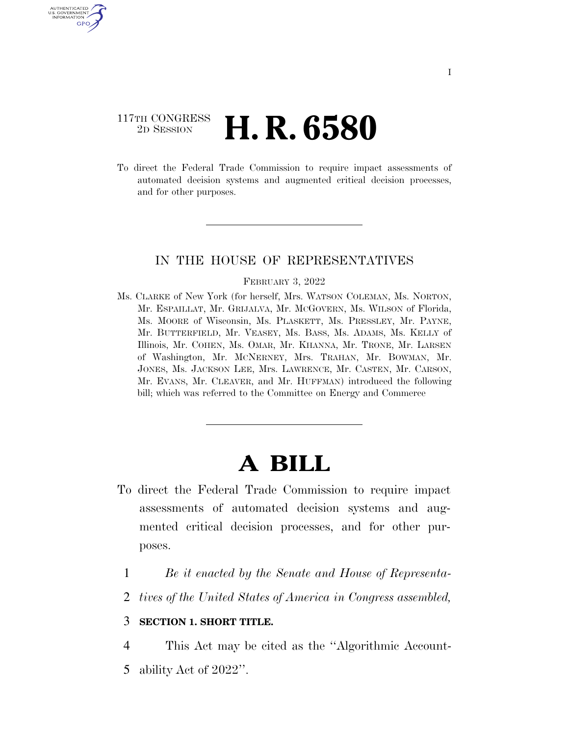117TH CONGRESS
2D SESSION

# H. R. 6580

To direct the Federal Trade Commission to require impact assessments of automated decision systems and augmented critical decision processes, and for other purposes.

---

IN THE HOUSE OF REPRESENTATIVES

FEBRUARY 3, 2022

Ms. CLARKE of New York (for herself, Mrs. WATSON COLEMAN, Ms. NORTON, Mr. ESPAILLAT, Mr. GRIJALVA, Mr. MCGOVERN, Ms. WILSON of Florida, Ms. MOORE of Wisconsin, Ms. PLASKETT, Ms. PRESSLEY, Mr. PAYNE, Mr. BUTTERFIELD, Mr. VEASEY, Ms. BASS, Ms. ADAMS, Ms. KELLY of Illinois, Mr. COHEN, Ms. OMAR, Mr. KHANNA, Mr. TRONE, Mr. LARSEN of Washington, Mr. MCNERNEY, Mrs. TRAHAN, Mr. BOWMAN, Mr. JONES, Ms. JACKSON LEE, Mrs. LAWRENCE, Mr. CASTEN, Mr. CARSON, Mr. EVANS, Mr. CLEAVER, and Mr. HUFFMAN) introduced the following bill; which was referred to the Committee on Energy and Commerce

---

# A BILL

To direct the Federal Trade Commission to require impact assessments of automated decision systems and augmented critical decision processes, and for other purposes.

1 *Be it enacted by the Senate and House of Representa-*
2 *tives of the United States of America in Congress assembled,*

3 **SECTION 1. SHORT TITLE.**

4 This Act may be cited as the ''Algorithmic Account-
5 ability Act of 2022''.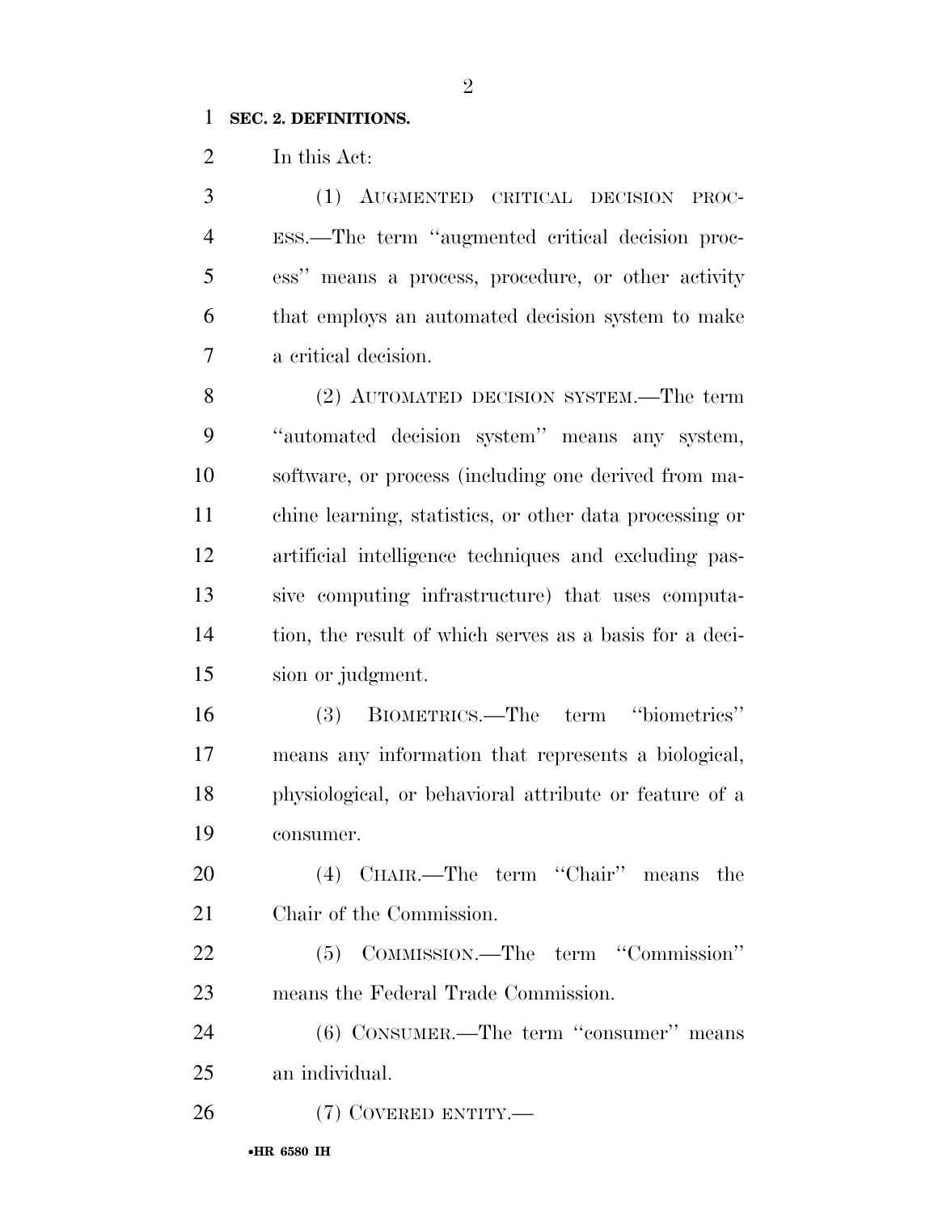**SEC. 2. DEFINITIONS.**

In this Act:

(1) AUGMENTED CRITICAL DECISION PROCESS.—The term ''augmented critical decision process'' means a process, procedure, or other activity that employs an automated decision system to make a critical decision.

(2) AUTOMATED DECISION SYSTEM.—The term ''automated decision system'' means any system, software, or process (including one derived from machine learning, statistics, or other data processing or artificial intelligence techniques and excluding passive computing infrastructure) that uses computation, the result of which serves as a basis for a decision or judgment.

(3) BIOMETRICS.—The term ''biometrics'' means any information that represents a biological, physiological, or behavioral attribute or feature of a consumer.

(4) CHAIR.—The term ''Chair'' means the Chair of the Commission.

(5) COMMISSION.—The term ''Commission'' means the Federal Trade Commission.

(6) CONSUMER.—The term ''consumer'' means an individual.

(7) COVERED ENTITY.—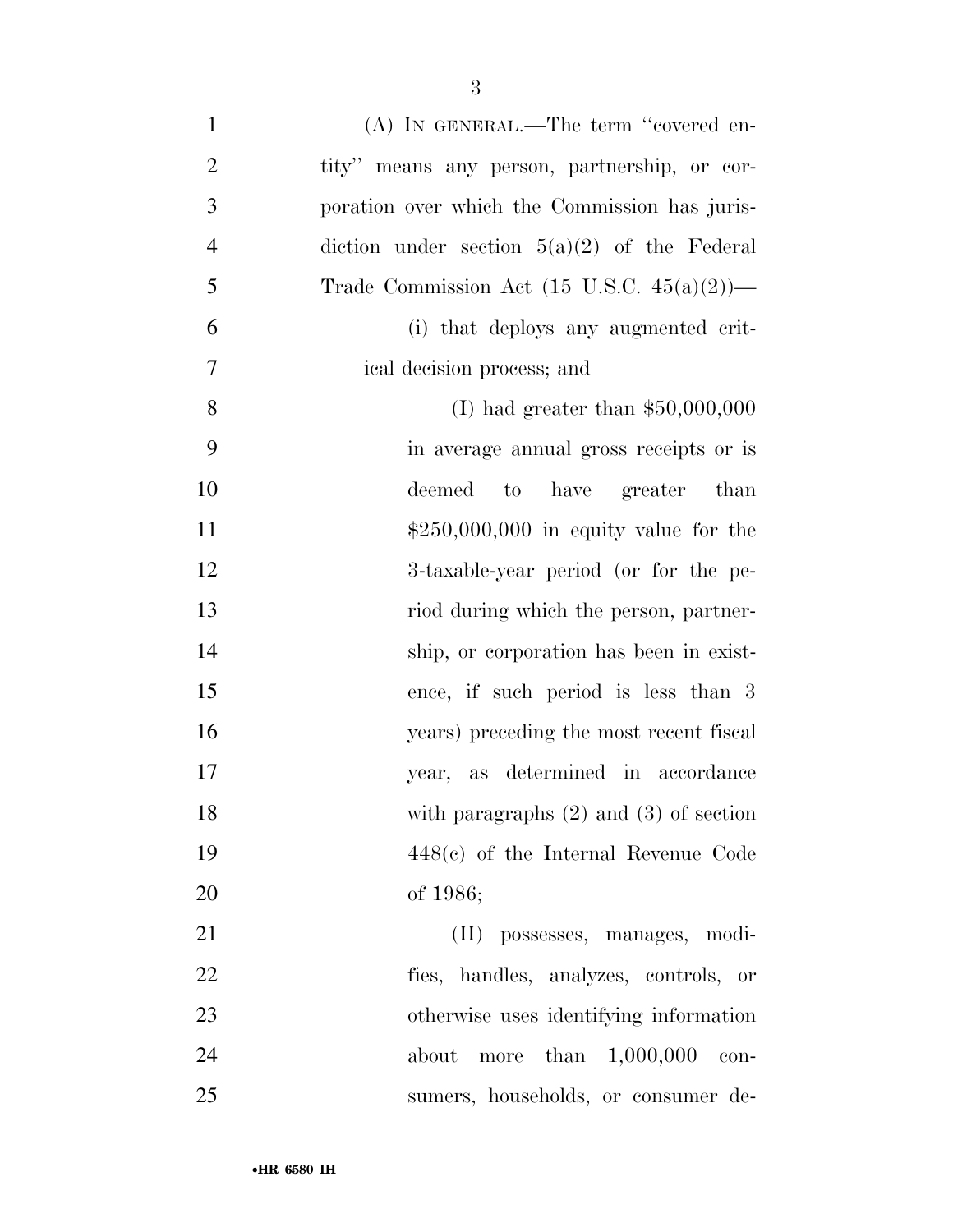(A) IN GENERAL.—The term "covered entity" means any person, partnership, or corporation over which the Commission has jurisdiction under section 5(a)(2) of the Federal Trade Commission Act (15 U.S.C. 45(a)(2))—

(i) that deploys any augmented critical decision process; and

(I) had greater than $50,000,000 in average annual gross receipts or is deemed to have greater than $250,000,000 in equity value for the 3-taxable-year period (or for the period during which the person, partnership, or corporation has been in existence, if such period is less than 3 years) preceding the most recent fiscal year, as determined in accordance with paragraphs (2) and (3) of section 448(c) of the Internal Revenue Code of 1986;

(II) possesses, manages, modifies, handles, analyzes, controls, or otherwise uses identifying information about more than 1,000,000 consumers, households, or consumer de-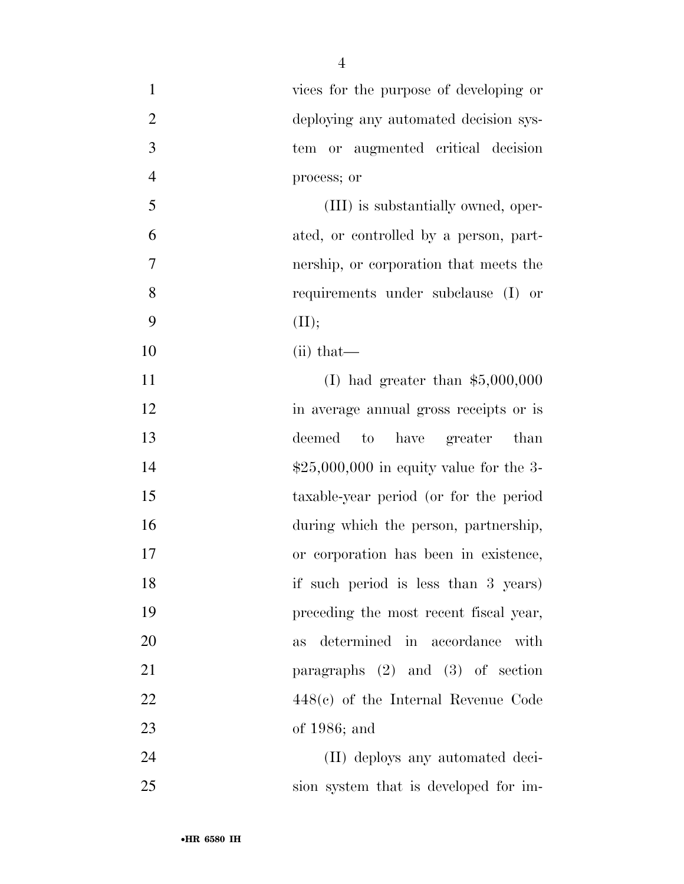vices for the purpose of developing or deploying any automated decision system or augmented critical decision process; or

(III) is substantially owned, operated, or controlled by a person, partnership, or corporation that meets the requirements under subclause (I) or (II);

(ii) that—

(I) had greater than $5,000,000 in average annual gross receipts or is deemed to have greater than $25,000,000 in equity value for the 3-taxable-year period (or for the period during which the person, partnership, or corporation has been in existence, if such period is less than 3 years) preceding the most recent fiscal year, as determined in accordance with paragraphs (2) and (3) of section 448(c) of the Internal Revenue Code of 1986; and

(II) deploys any automated decision system that is developed for im-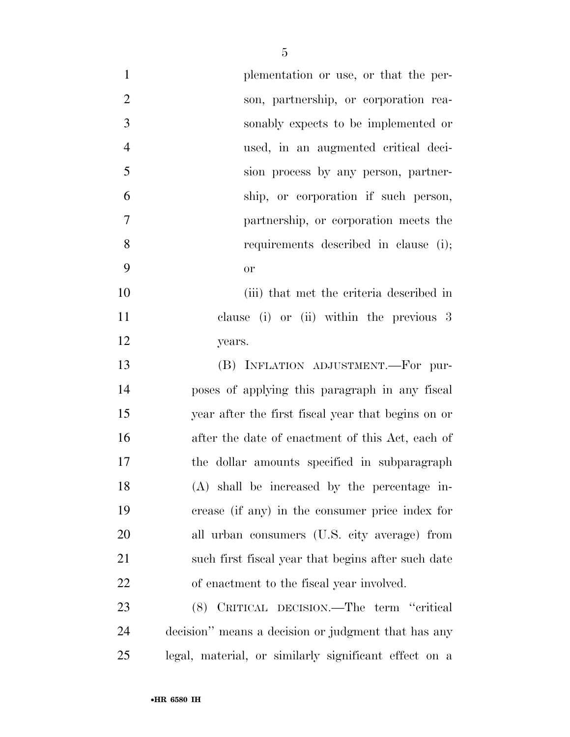plementation or use, or that the person, partnership, or corporation reasonably expects to be implemented or used, in an augmented critical decision process by any person, partnership, or corporation if such person, partnership, or corporation meets the requirements described in clause (i); or

(iii) that met the criteria described in clause (i) or (ii) within the previous 3 years.

(B) INFLATION ADJUSTMENT.—For purposes of applying this paragraph in any fiscal year after the first fiscal year that begins on or after the date of enactment of this Act, each of the dollar amounts specified in subparagraph (A) shall be increased by the percentage increase (if any) in the consumer price index for all urban consumers (U.S. city average) from such first fiscal year that begins after such date of enactment to the fiscal year involved.

(8) CRITICAL DECISION.—The term ''critical decision'' means a decision or judgment that has any legal, material, or similarly significant effect on a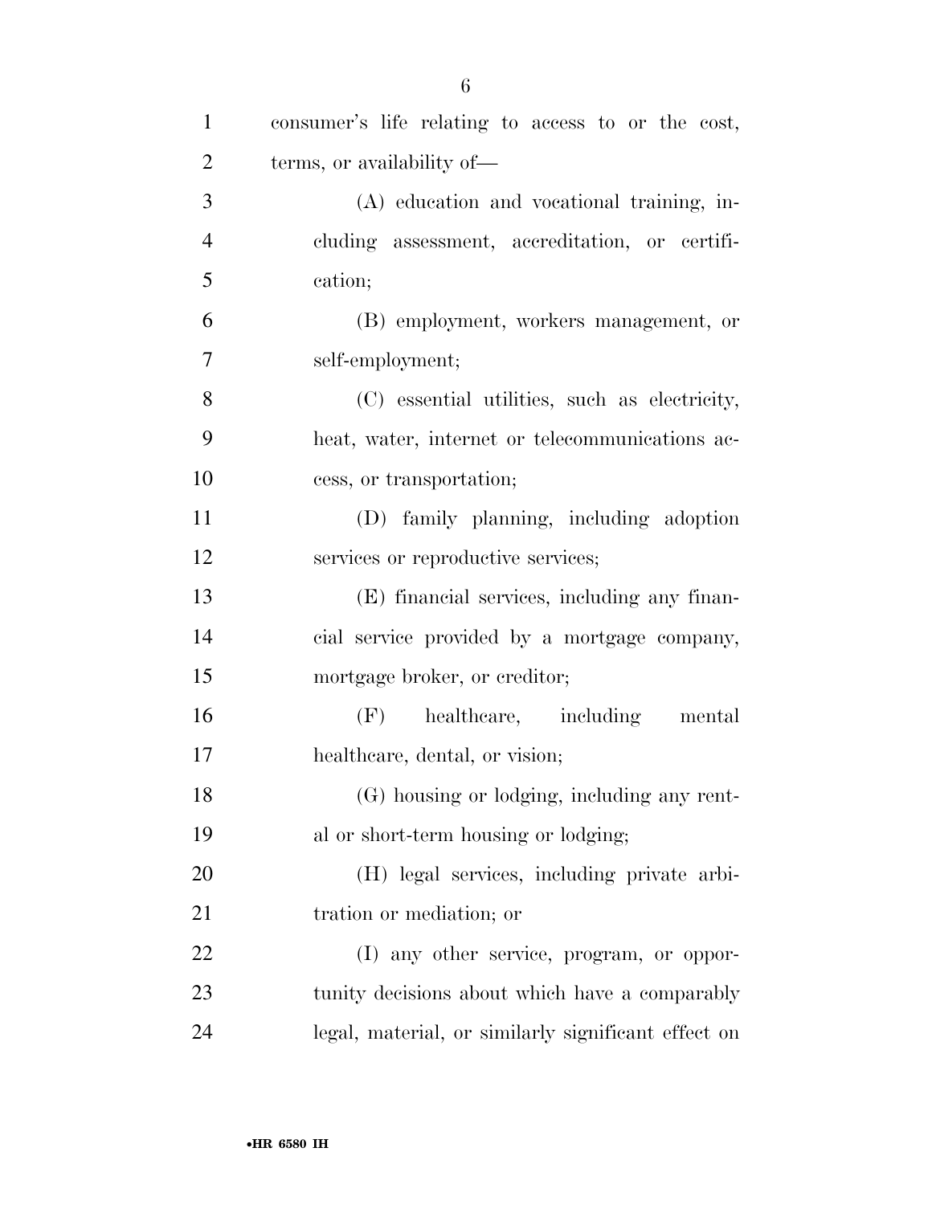consumer's life relating to access to or the cost, terms, or availability of—

(A) education and vocational training, including assessment, accreditation, or certification;

(B) employment, workers management, or self-employment;

(C) essential utilities, such as electricity, heat, water, internet or telecommunications access, or transportation;

(D) family planning, including adoption services or reproductive services;

(E) financial services, including any financial service provided by a mortgage company, mortgage broker, or creditor;

(F) healthcare, including mental healthcare, dental, or vision;

(G) housing or lodging, including any rental or short-term housing or lodging;

(H) legal services, including private arbitration or mediation; or

(I) any other service, program, or opportunity decisions about which have a comparably legal, material, or similarly significant effect on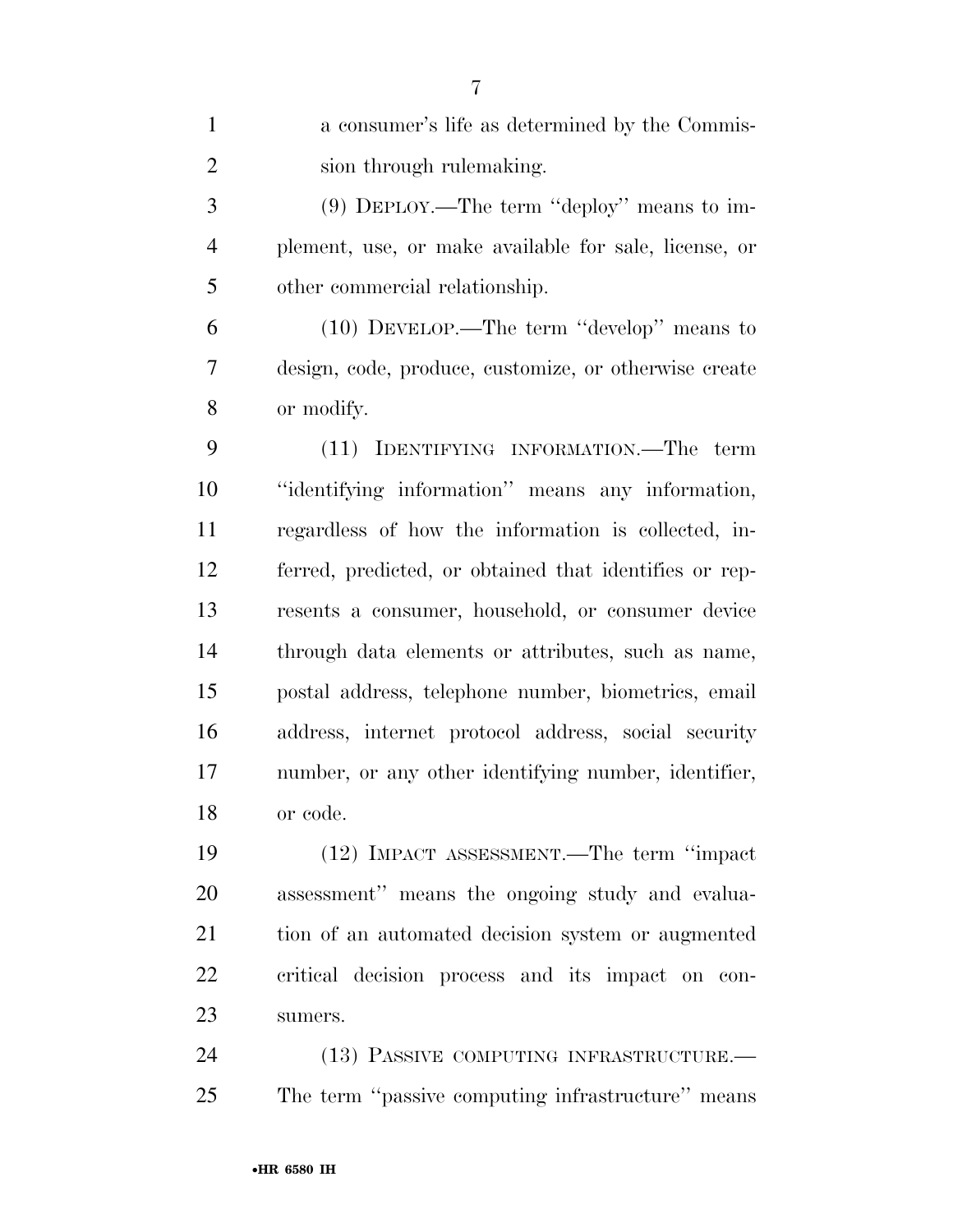a consumer's life as determined by the Commission through rulemaking.

(9) DEPLOY.—The term "deploy" means to implement, use, or make available for sale, license, or other commercial relationship.

(10) DEVELOP.—The term "develop" means to design, code, produce, customize, or otherwise create or modify.

(11) IDENTIFYING INFORMATION.—The term "identifying information" means any information, regardless of how the information is collected, inferred, predicted, or obtained that identifies or represents a consumer, household, or consumer device through data elements or attributes, such as name, postal address, telephone number, biometrics, email address, internet protocol address, social security number, or any other identifying number, identifier, or code.

(12) IMPACT ASSESSMENT.—The term "impact assessment" means the ongoing study and evaluation of an automated decision system or augmented critical decision process and its impact on consumers.

(13) PASSIVE COMPUTING INFRASTRUCTURE.—The term "passive computing infrastructure" means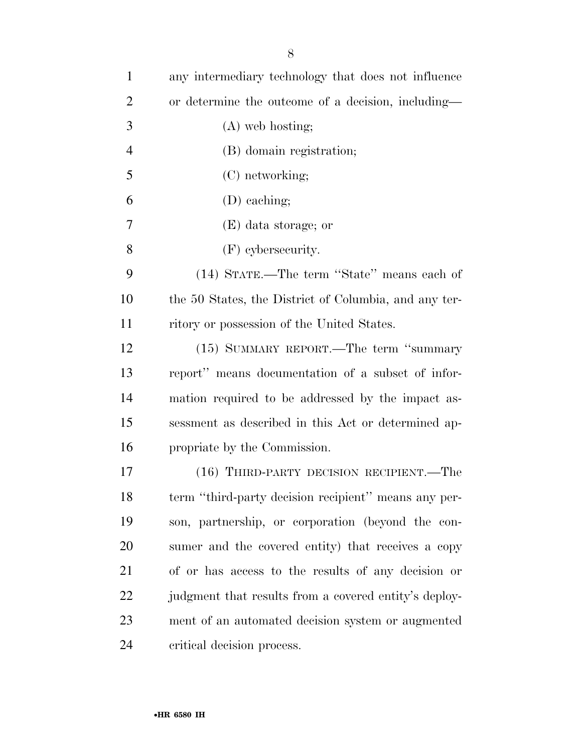any intermediary technology that does not influence or determine the outcome of a decision, including—

(A) web hosting;

(B) domain registration;

(C) networking;

(D) caching;

(E) data storage; or

(F) cybersecurity.

(14) STATE.—The term ''State'' means each of the 50 States, the District of Columbia, and any territory or possession of the United States.

(15) SUMMARY REPORT.—The term ''summary report'' means documentation of a subset of information required to be addressed by the impact assessment as described in this Act or determined appropriate by the Commission.

(16) THIRD-PARTY DECISION RECIPIENT.—The term ''third-party decision recipient'' means any person, partnership, or corporation (beyond the consumer and the covered entity) that receives a copy of or has access to the results of any decision or judgment that results from a covered entity's deployment of an automated decision system or augmented critical decision process.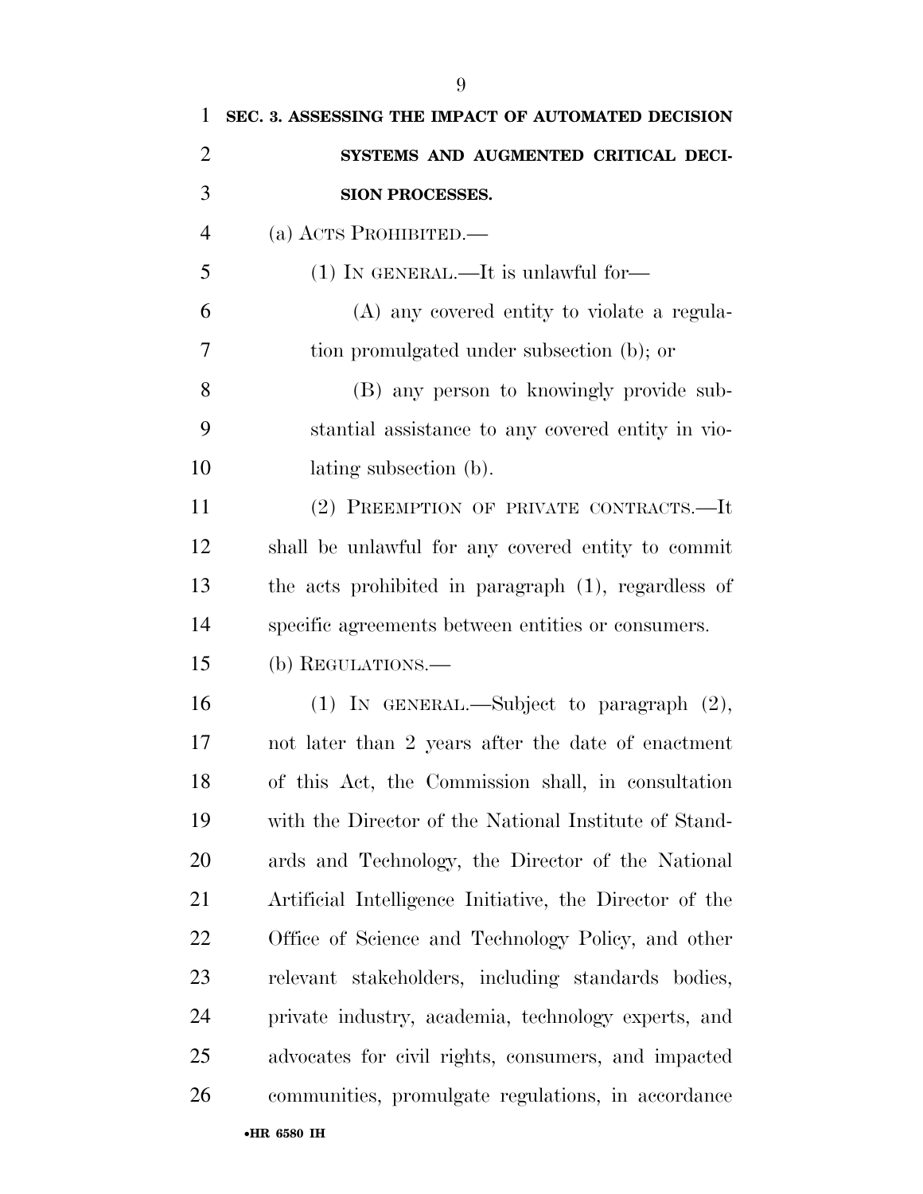## SEC. 3. ASSESSING THE IMPACT OF AUTOMATED DECISION SYSTEMS AND AUGMENTED CRITICAL DECISION PROCESSES.

(a) ACTS PROHIBITED.—

(1) IN GENERAL.—It is unlawful for—

(A) any covered entity to violate a regulation promulgated under subsection (b); or

(B) any person to knowingly provide substantial assistance to any covered entity in violating subsection (b).

(2) PREEMPTION OF PRIVATE CONTRACTS.—It shall be unlawful for any covered entity to commit the acts prohibited in paragraph (1), regardless of specific agreements between entities or consumers.

(b) REGULATIONS.—

(1) IN GENERAL.—Subject to paragraph (2), not later than 2 years after the date of enactment of this Act, the Commission shall, in consultation with the Director of the National Institute of Standards and Technology, the Director of the National Artificial Intelligence Initiative, the Director of the Office of Science and Technology Policy, and other relevant stakeholders, including standards bodies, private industry, academia, technology experts, and advocates for civil rights, consumers, and impacted communities, promulgate regulations, in accordance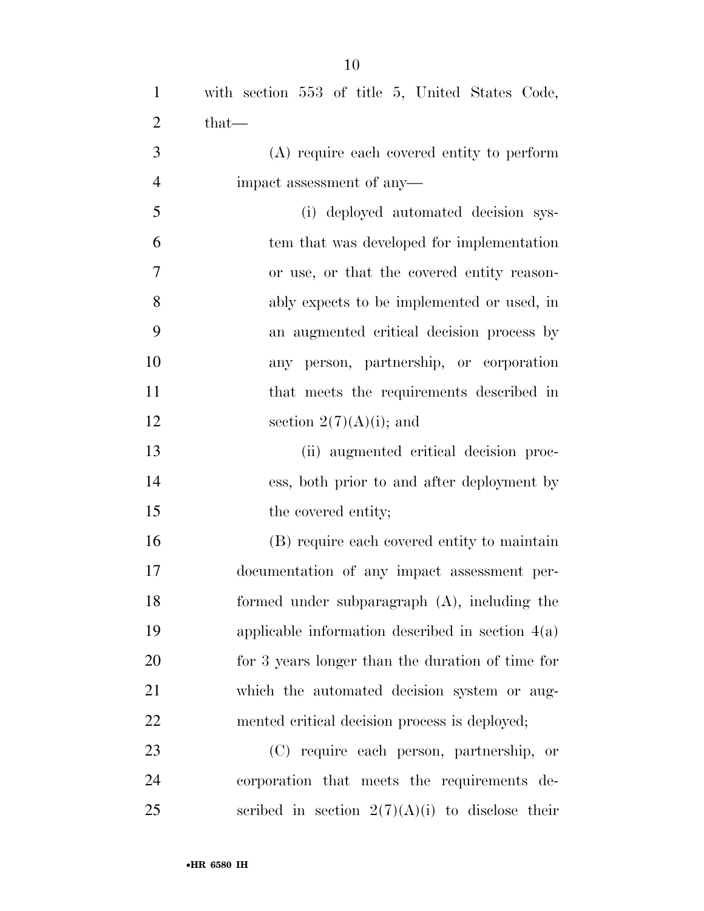with section 553 of title 5, United States Code, that—

(A) require each covered entity to perform impact assessment of any—

(i) deployed automated decision system that was developed for implementation or use, or that the covered entity reasonably expects to be implemented or used, in an augmented critical decision process by any person, partnership, or corporation that meets the requirements described in section 2(7)(A)(i); and

(ii) augmented critical decision process, both prior to and after deployment by the covered entity;

(B) require each covered entity to maintain documentation of any impact assessment performed under subparagraph (A), including the applicable information described in section 4(a) for 3 years longer than the duration of time for which the automated decision system or augmented critical decision process is deployed;

(C) require each person, partnership, or corporation that meets the requirements described in section 2(7)(A)(i) to disclose their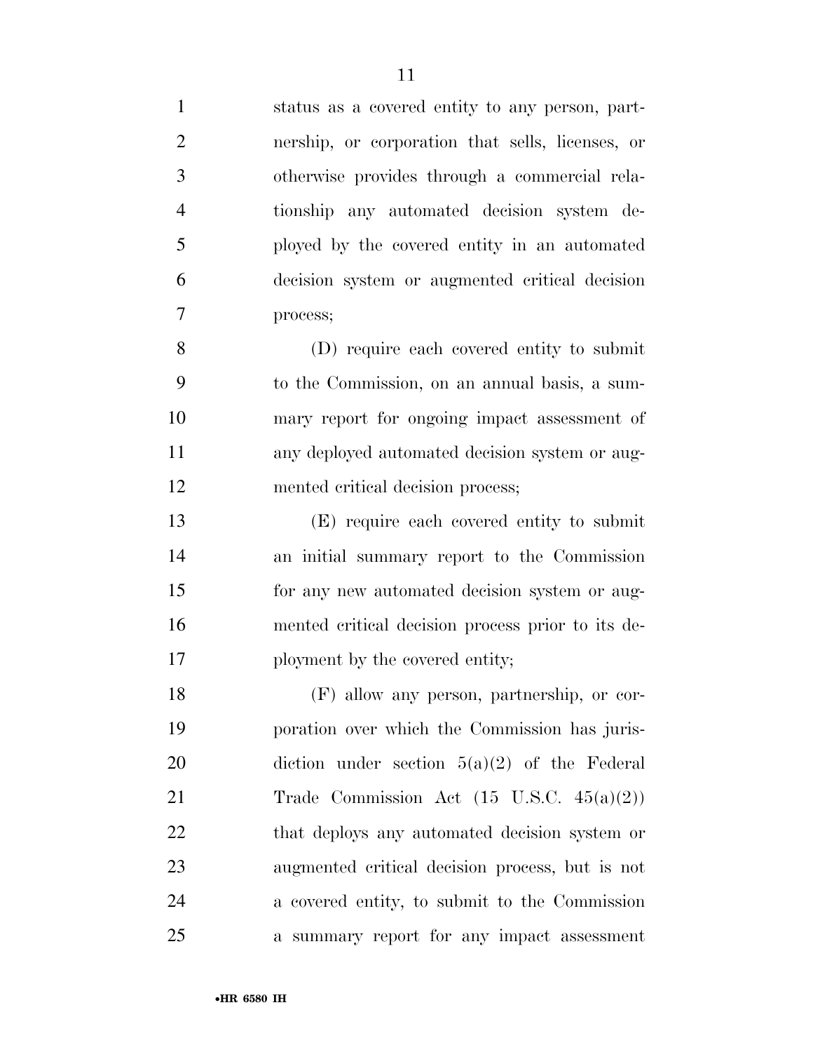status as a covered entity to any person, partnership, or corporation that sells, licenses, or otherwise provides through a commercial relationship any automated decision system deployed by the covered entity in an automated decision system or augmented critical decision process;

(D) require each covered entity to submit to the Commission, on an annual basis, a summary report for ongoing impact assessment of any deployed automated decision system or augmented critical decision process;

(E) require each covered entity to submit an initial summary report to the Commission for any new automated decision system or augmented critical decision process prior to its deployment by the covered entity;

(F) allow any person, partnership, or corporation over which the Commission has jurisdiction under section 5(a)(2) of the Federal Trade Commission Act (15 U.S.C. 45(a)(2)) that deploys any automated decision system or augmented critical decision process, but is not a covered entity, to submit to the Commission a summary report for any impact assessment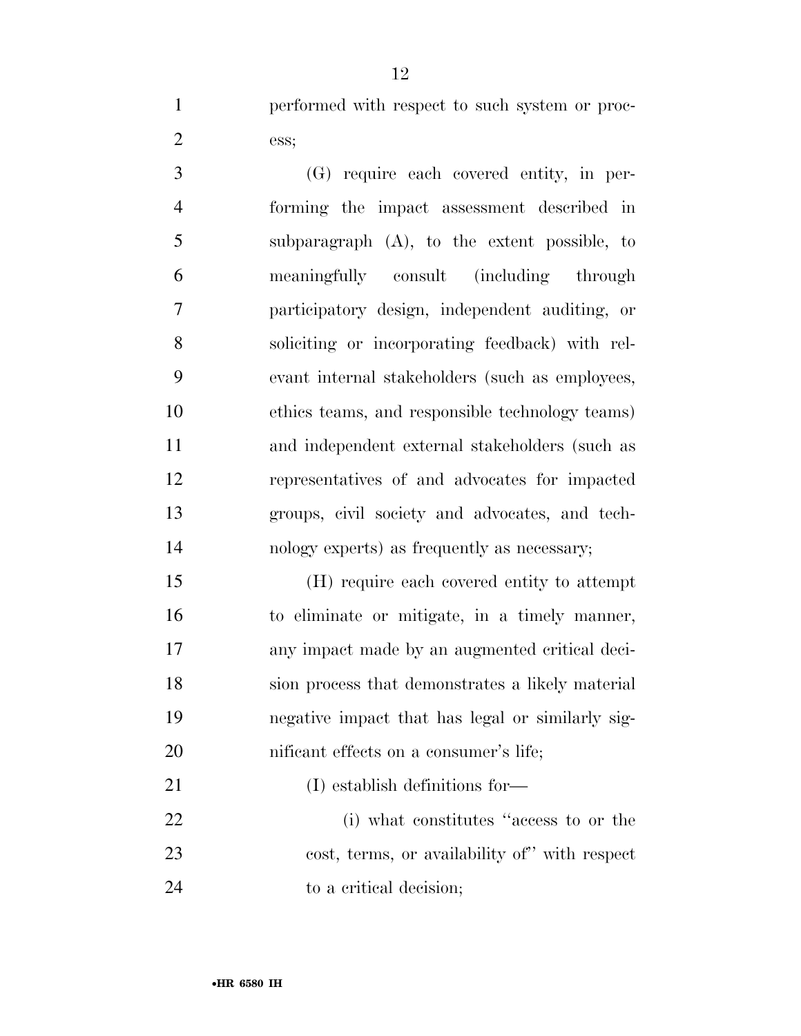performed with respect to such system or process;

(G) require each covered entity, in performing the impact assessment described in subparagraph (A), to the extent possible, to meaningfully consult (including through participatory design, independent auditing, or soliciting or incorporating feedback) with relevant internal stakeholders (such as employees, ethics teams, and responsible technology teams) and independent external stakeholders (such as representatives of and advocates for impacted groups, civil society and advocates, and technology experts) as frequently as necessary;

(H) require each covered entity to attempt to eliminate or mitigate, in a timely manner, any impact made by an augmented critical decision process that demonstrates a likely material negative impact that has legal or similarly significant effects on a consumer's life;

(I) establish definitions for—

(i) what constitutes "access to or the cost, terms, or availability of" with respect to a critical decision;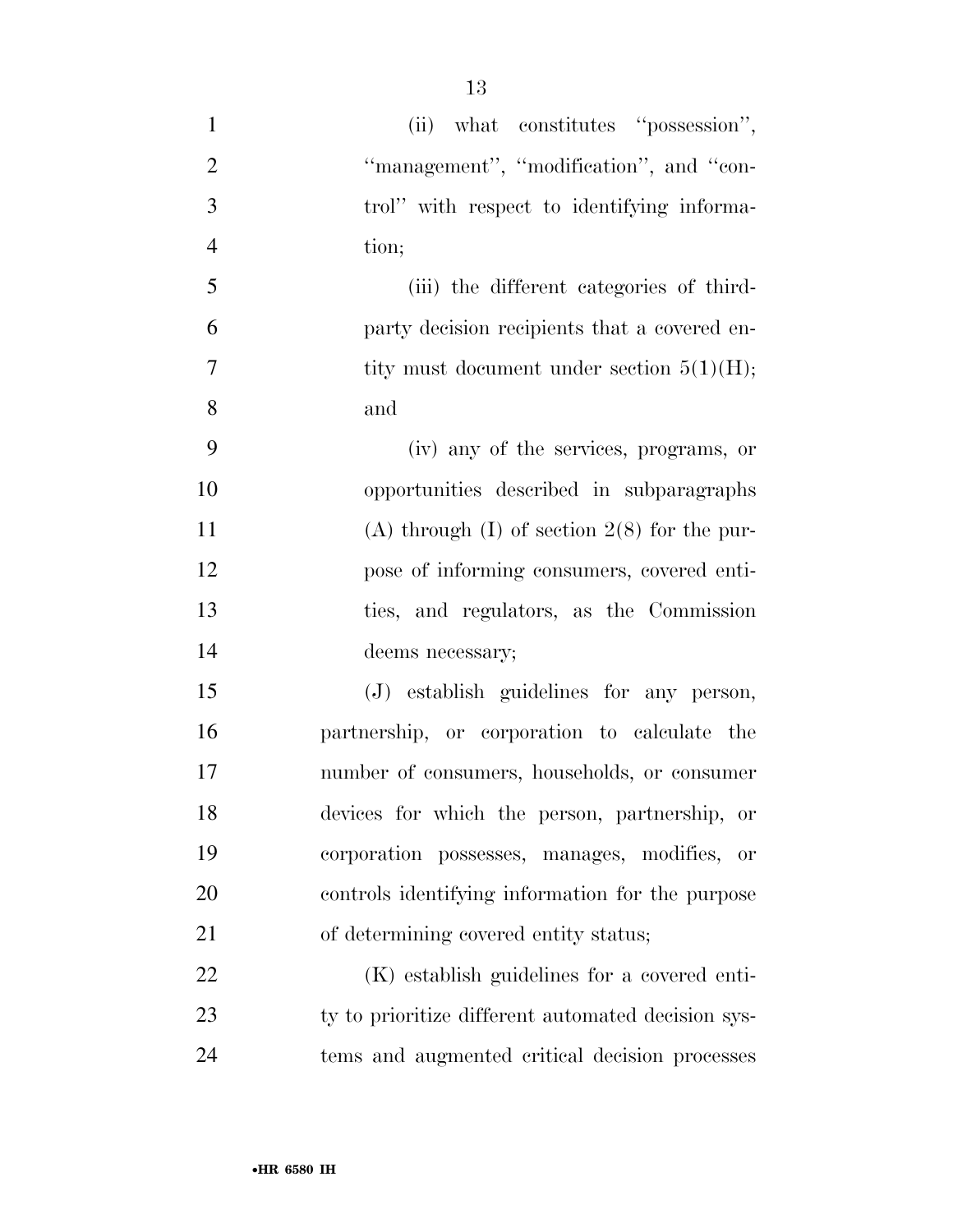(ii) what constitutes "possession", "management", "modification", and "control" with respect to identifying information;

(iii) the different categories of third-party decision recipients that a covered entity must document under section 5(1)(H); and

(iv) any of the services, programs, or opportunities described in subparagraphs (A) through (I) of section 2(8) for the purpose of informing consumers, covered entities, and regulators, as the Commission deems necessary;

(J) establish guidelines for any person, partnership, or corporation to calculate the number of consumers, households, or consumer devices for which the person, partnership, or corporation possesses, manages, modifies, or controls identifying information for the purpose of determining covered entity status;

(K) establish guidelines for a covered entity to prioritize different automated decision systems and augmented critical decision processes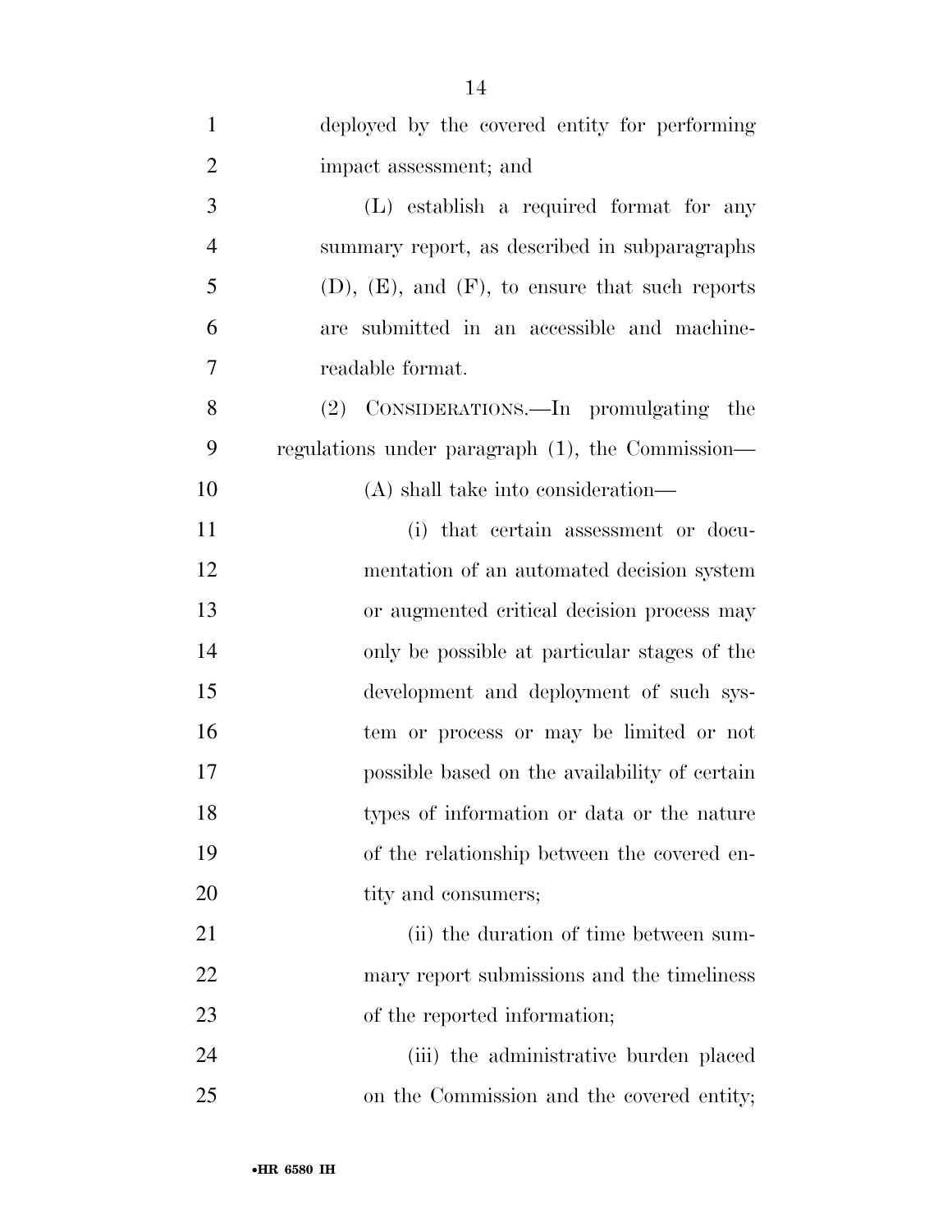deployed by the covered entity for performing impact assessment; and

(L) establish a required format for any summary report, as described in subparagraphs (D), (E), and (F), to ensure that such reports are submitted in an accessible and machine-readable format.

(2) CONSIDERATIONS.—In promulgating the regulations under paragraph (1), the Commission—

(A) shall take into consideration—

(i) that certain assessment or documentation of an automated decision system or augmented critical decision process may only be possible at particular stages of the development and deployment of such system or process or may be limited or not possible based on the availability of certain types of information or data or the nature of the relationship between the covered entity and consumers;

(ii) the duration of time between summary report submissions and the timeliness of the reported information;

(iii) the administrative burden placed on the Commission and the covered entity;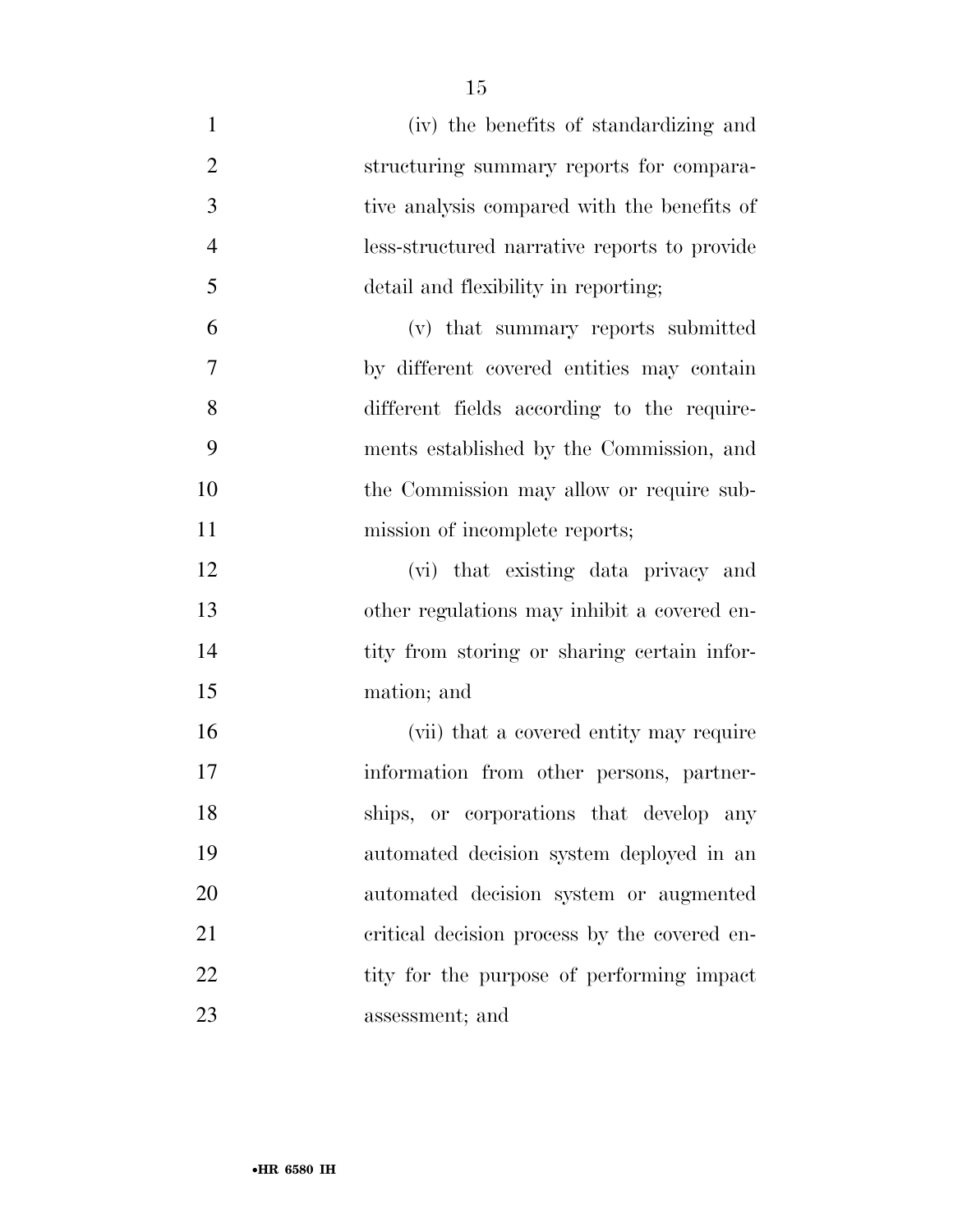(iv) the benefits of standardizing and structuring summary reports for comparative analysis compared with the benefits of less-structured narrative reports to provide detail and flexibility in reporting;

(v) that summary reports submitted by different covered entities may contain different fields according to the requirements established by the Commission, and the Commission may allow or require submission of incomplete reports;

(vi) that existing data privacy and other regulations may inhibit a covered entity from storing or sharing certain information; and

(vii) that a covered entity may require information from other persons, partnerships, or corporations that develop any automated decision system deployed in an automated decision system or augmented critical decision process by the covered entity for the purpose of performing impact assessment; and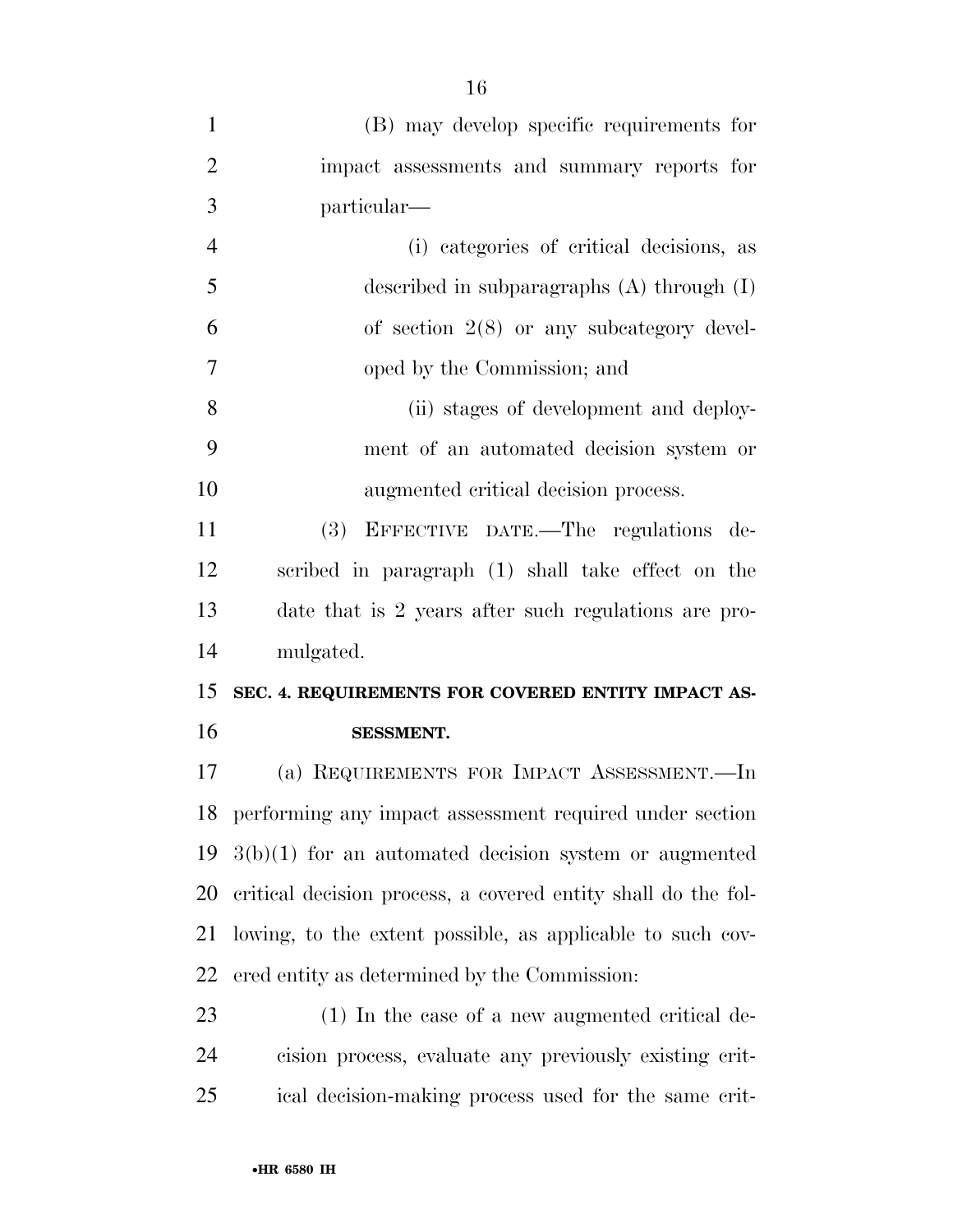(B) may develop specific requirements for impact assessments and summary reports for particular—

(i) categories of critical decisions, as described in subparagraphs (A) through (I) of section 2(8) or any subcategory developed by the Commission; and

(ii) stages of development and deployment of an automated decision system or augmented critical decision process.

(3) EFFECTIVE DATE.—The regulations described in paragraph (1) shall take effect on the date that is 2 years after such regulations are promulgated.

## SEC. 4. REQUIREMENTS FOR COVERED ENTITY IMPACT ASSESSMENT.

(a) REQUIREMENTS FOR IMPACT ASSESSMENT.—In performing any impact assessment required under section 3(b)(1) for an automated decision system or augmented critical decision process, a covered entity shall do the following, to the extent possible, as applicable to such covered entity as determined by the Commission:

(1) In the case of a new augmented critical decision process, evaluate any previously existing critical decision-making process used for the same crit-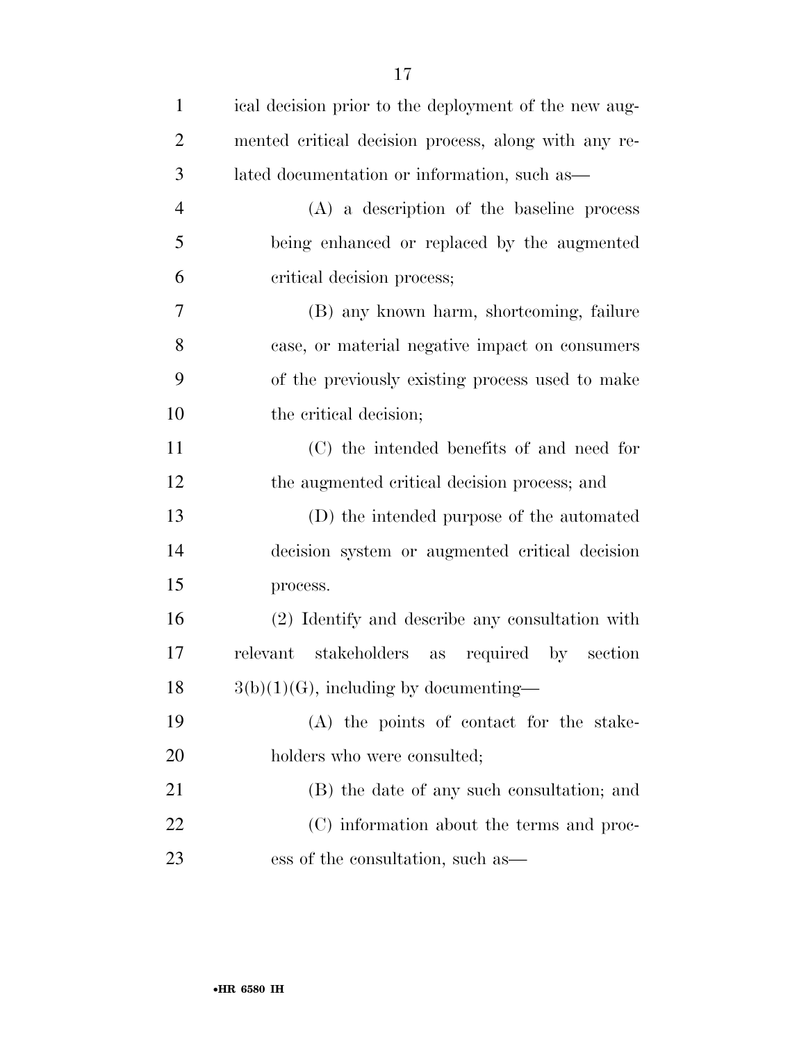ical decision prior to the deployment of the new augmented critical decision process, along with any related documentation or information, such as—

(A) a description of the baseline process being enhanced or replaced by the augmented critical decision process;

(B) any known harm, shortcoming, failure case, or material negative impact on consumers of the previously existing process used to make the critical decision;

(C) the intended benefits of and need for the augmented critical decision process; and

(D) the intended purpose of the automated decision system or augmented critical decision process.

(2) Identify and describe any consultation with relevant stakeholders as required by section 3(b)(1)(G), including by documenting—

(A) the points of contact for the stakeholders who were consulted;

(B) the date of any such consultation; and

(C) information about the terms and process of the consultation, such as—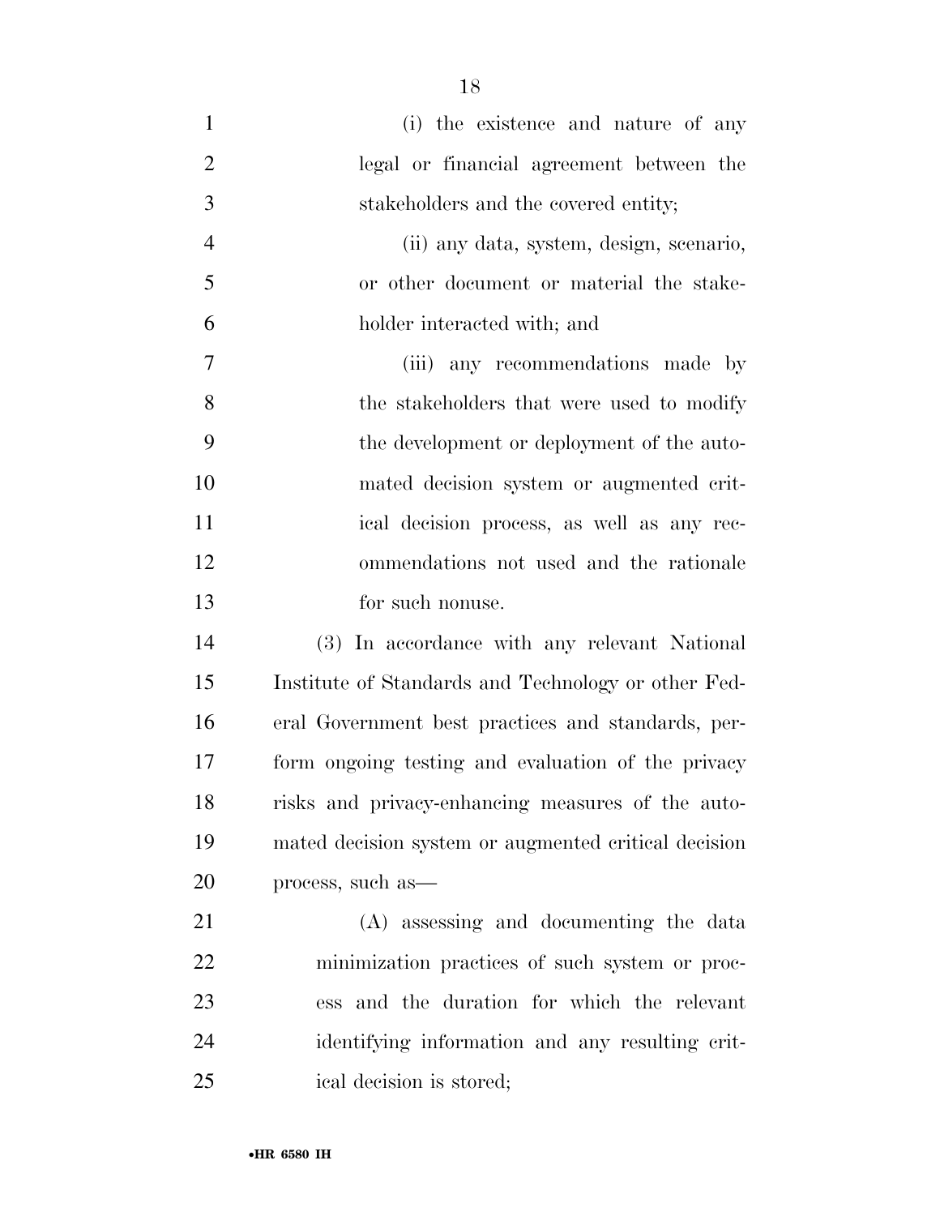(i) the existence and nature of any legal or financial agreement between the stakeholders and the covered entity;

(ii) any data, system, design, scenario, or other document or material the stakeholder interacted with; and

(iii) any recommendations made by the stakeholders that were used to modify the development or deployment of the automated decision system or augmented critical decision process, as well as any recommendations not used and the rationale for such nonuse.

(3) In accordance with any relevant National Institute of Standards and Technology or other Federal Government best practices and standards, perform ongoing testing and evaluation of the privacy risks and privacy-enhancing measures of the automated decision system or augmented critical decision process, such as—

(A) assessing and documenting the data minimization practices of such system or process and the duration for which the relevant identifying information and any resulting critical decision is stored;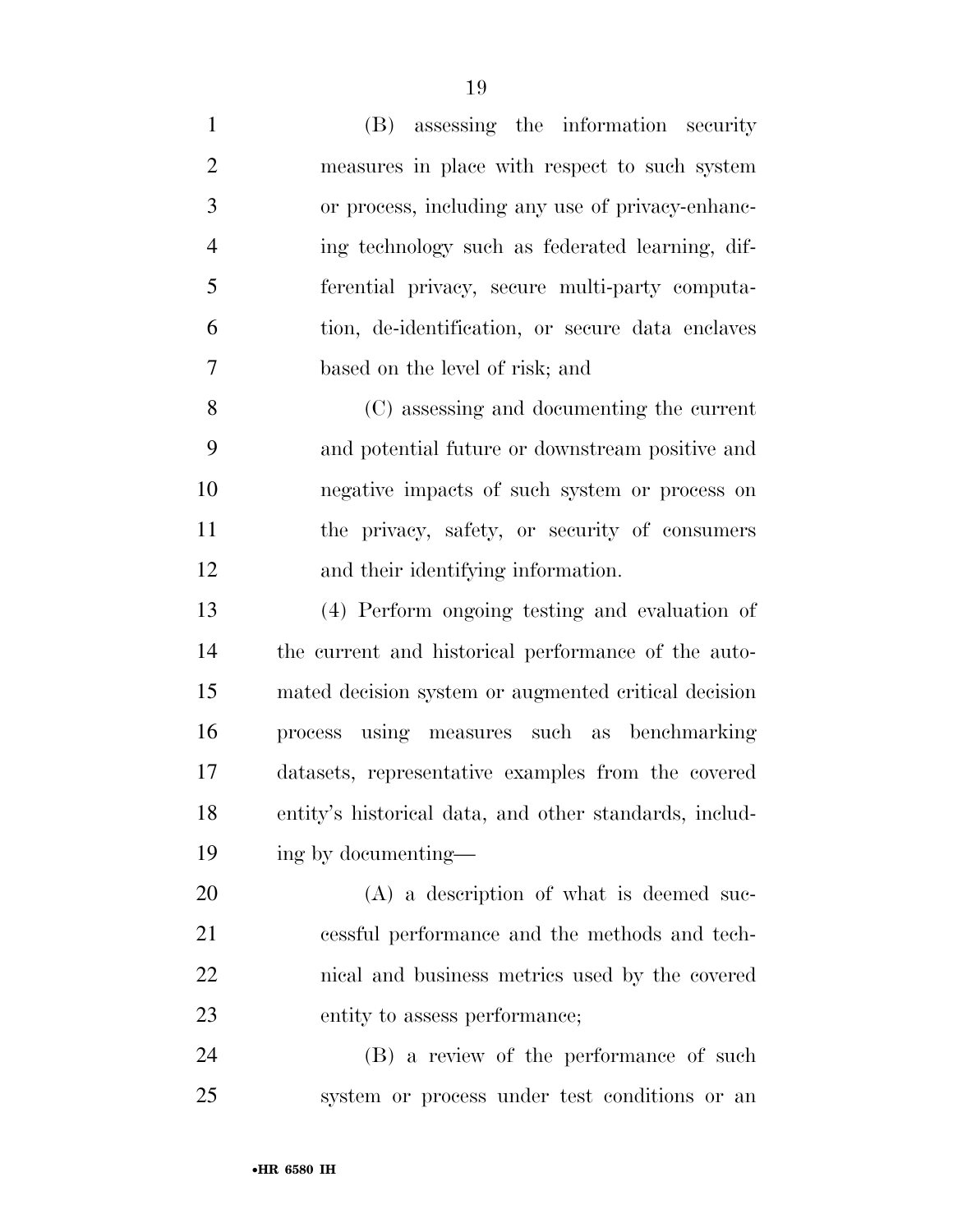(B) assessing the information security measures in place with respect to such system or process, including any use of privacy-enhancing technology such as federated learning, differential privacy, secure multi-party computation, de-identification, or secure data enclaves based on the level of risk; and

(C) assessing and documenting the current and potential future or downstream positive and negative impacts of such system or process on the privacy, safety, or security of consumers and their identifying information.

(4) Perform ongoing testing and evaluation of the current and historical performance of the automated decision system or augmented critical decision process using measures such as benchmarking datasets, representative examples from the covered entity's historical data, and other standards, including by documenting—

(A) a description of what is deemed successful performance and the methods and technical and business metrics used by the covered entity to assess performance;

(B) a review of the performance of such system or process under test conditions or an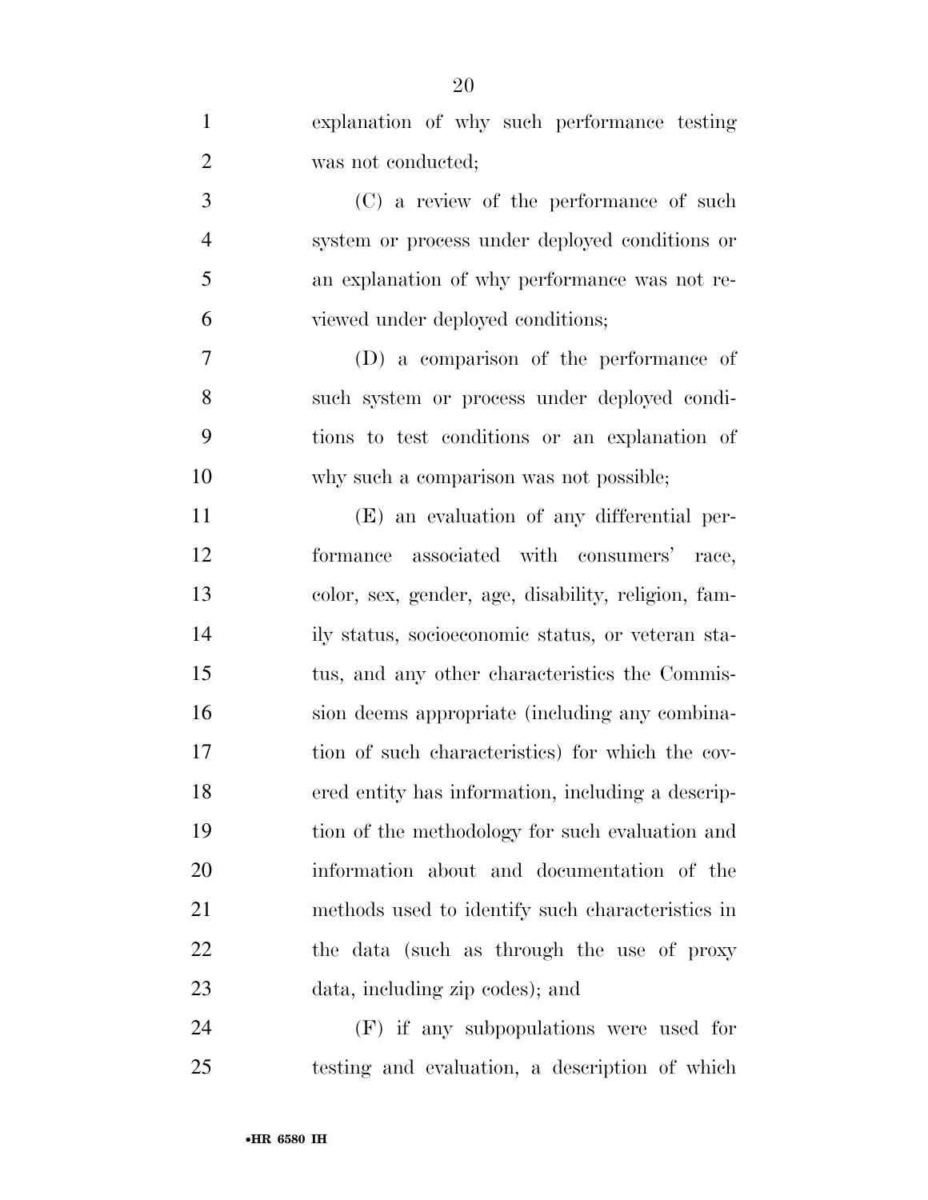explanation of why such performance testing was not conducted;

(C) a review of the performance of such system or process under deployed conditions or an explanation of why performance was not reviewed under deployed conditions;

(D) a comparison of the performance of such system or process under deployed conditions to test conditions or an explanation of why such a comparison was not possible;

(E) an evaluation of any differential performance associated with consumers' race, color, sex, gender, age, disability, religion, family status, socioeconomic status, or veteran status, and any other characteristics the Commission deems appropriate (including any combination of such characteristics) for which the covered entity has information, including a description of the methodology for such evaluation and information about and documentation of the methods used to identify such characteristics in the data (such as through the use of proxy data, including zip codes); and

(F) if any subpopulations were used for testing and evaluation, a description of which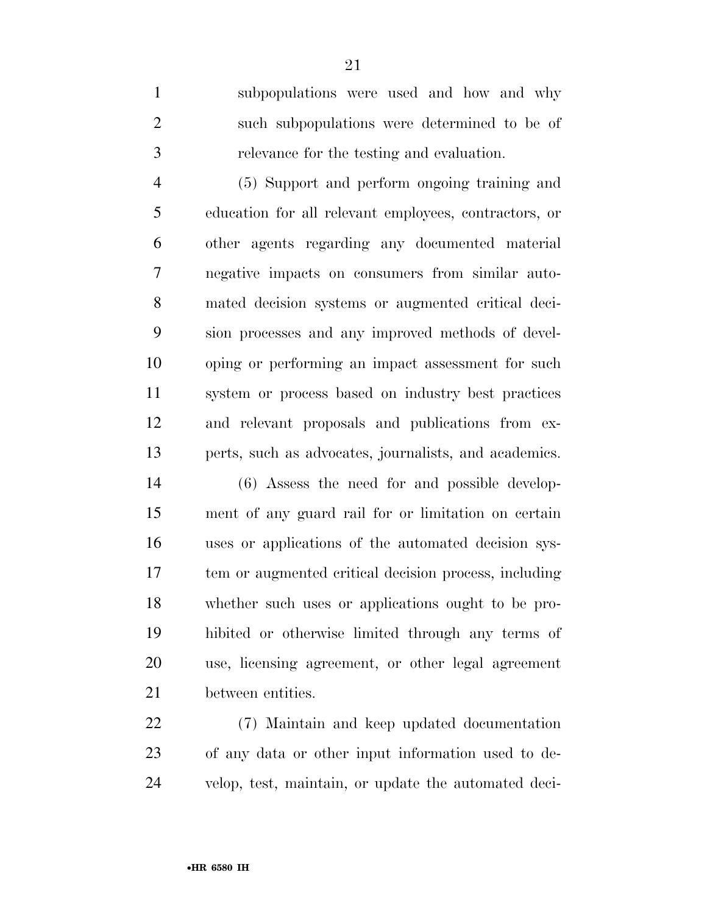subpopulations were used and how and why such subpopulations were determined to be of relevance for the testing and evaluation.

(5) Support and perform ongoing training and education for all relevant employees, contractors, or other agents regarding any documented material negative impacts on consumers from similar automated decision systems or augmented critical decision processes and any improved methods of developing or performing an impact assessment for such system or process based on industry best practices and relevant proposals and publications from experts, such as advocates, journalists, and academics.

(6) Assess the need for and possible development of any guard rail for or limitation on certain uses or applications of the automated decision system or augmented critical decision process, including whether such uses or applications ought to be prohibited or otherwise limited through any terms of use, licensing agreement, or other legal agreement between entities.

(7) Maintain and keep updated documentation of any data or other input information used to develop, test, maintain, or update the automated deci-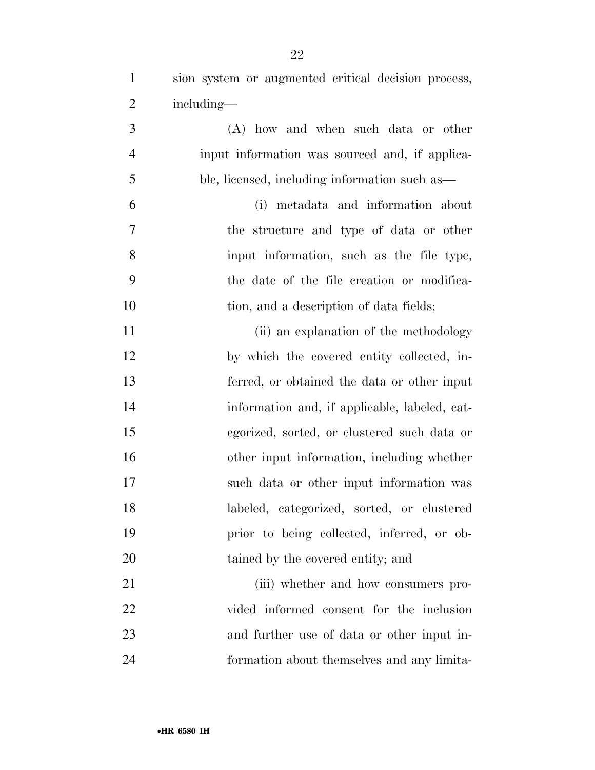sion system or augmented critical decision process, including—

(A) how and when such data or other input information was sourced and, if applicable, licensed, including information such as—

(i) metadata and information about the structure and type of data or other input information, such as the file type, the date of the file creation or modification, and a description of data fields;

(ii) an explanation of the methodology by which the covered entity collected, inferred, or obtained the data or other input information and, if applicable, labeled, categorized, sorted, or clustered such data or other input information, including whether such data or other input information was labeled, categorized, sorted, or clustered prior to being collected, inferred, or obtained by the covered entity; and

(iii) whether and how consumers provided informed consent for the inclusion and further use of data or other input information about themselves and any limita-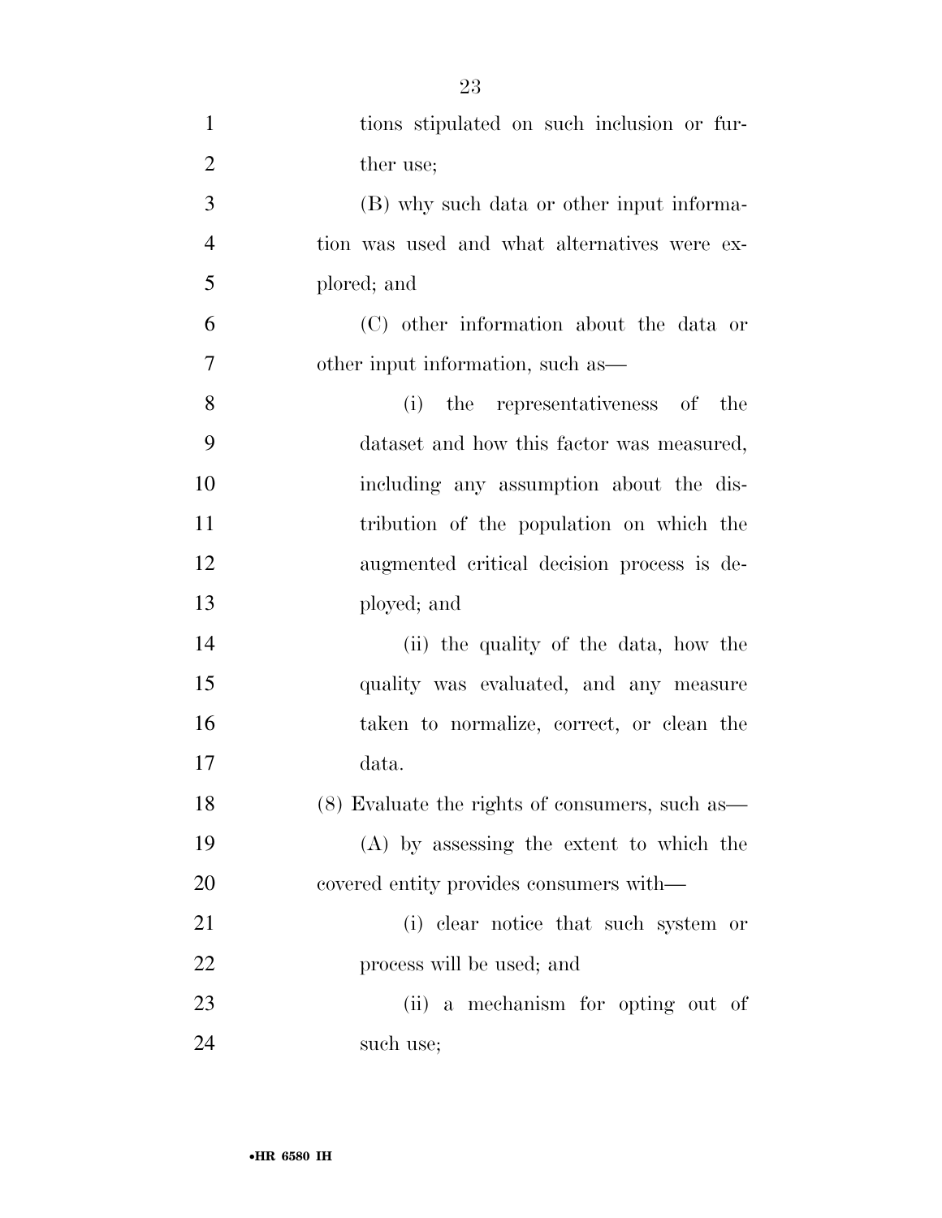tions stipulated on such inclusion or further use;

(B) why such data or other input information was used and what alternatives were explored; and

(C) other information about the data or other input information, such as—

(i) the representativeness of the dataset and how this factor was measured, including any assumption about the distribution of the population on which the augmented critical decision process is deployed; and

(ii) the quality of the data, how the quality was evaluated, and any measure taken to normalize, correct, or clean the data.

(8) Evaluate the rights of consumers, such as—

(A) by assessing the extent to which the covered entity provides consumers with—

(i) clear notice that such system or process will be used; and

(ii) a mechanism for opting out of such use;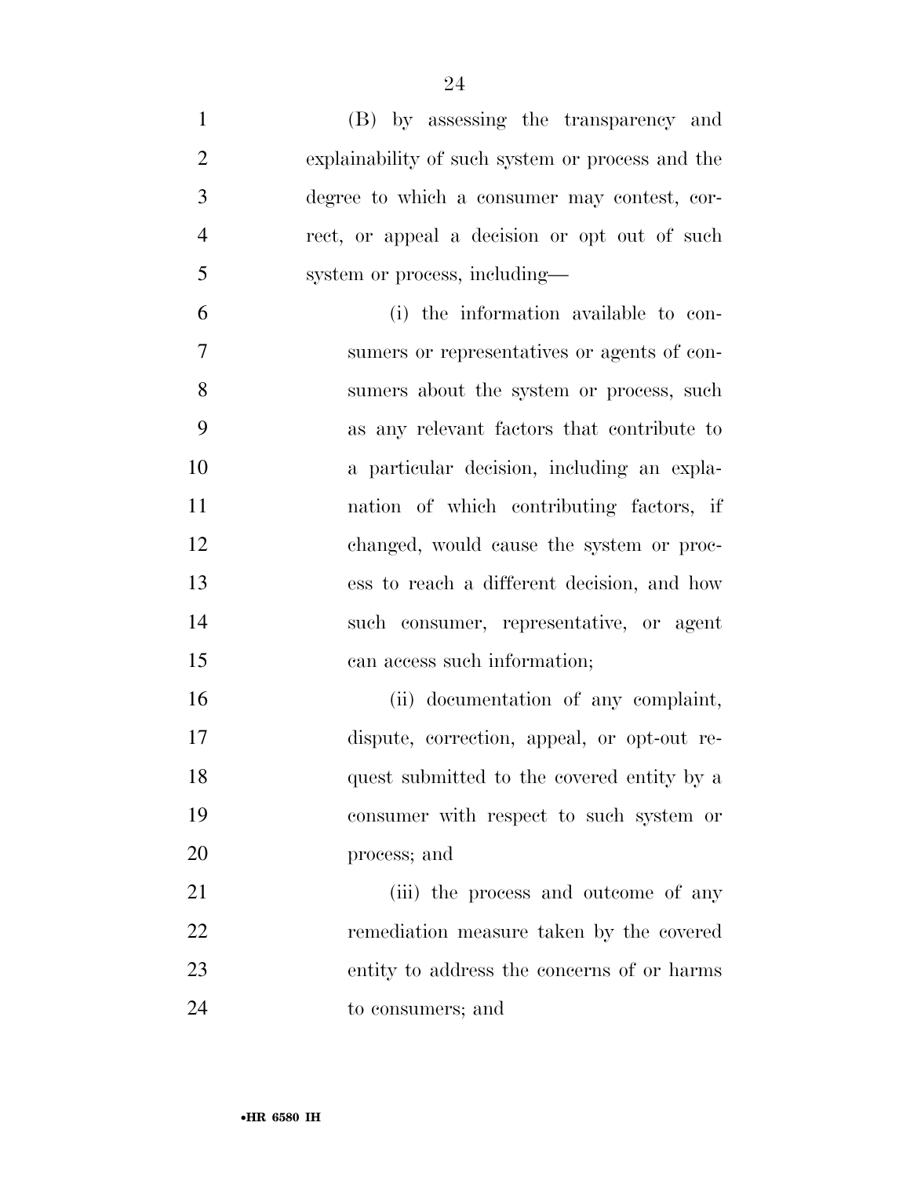(B) by assessing the transparency and explainability of such system or process and the degree to which a consumer may contest, correct, or appeal a decision or opt out of such system or process, including—

(i) the information available to consumers or representatives or agents of consumers about the system or process, such as any relevant factors that contribute to a particular decision, including an explanation of which contributing factors, if changed, would cause the system or process to reach a different decision, and how such consumer, representative, or agent can access such information;

(ii) documentation of any complaint, dispute, correction, appeal, or opt-out request submitted to the covered entity by a consumer with respect to such system or process; and

(iii) the process and outcome of any remediation measure taken by the covered entity to address the concerns of or harms to consumers; and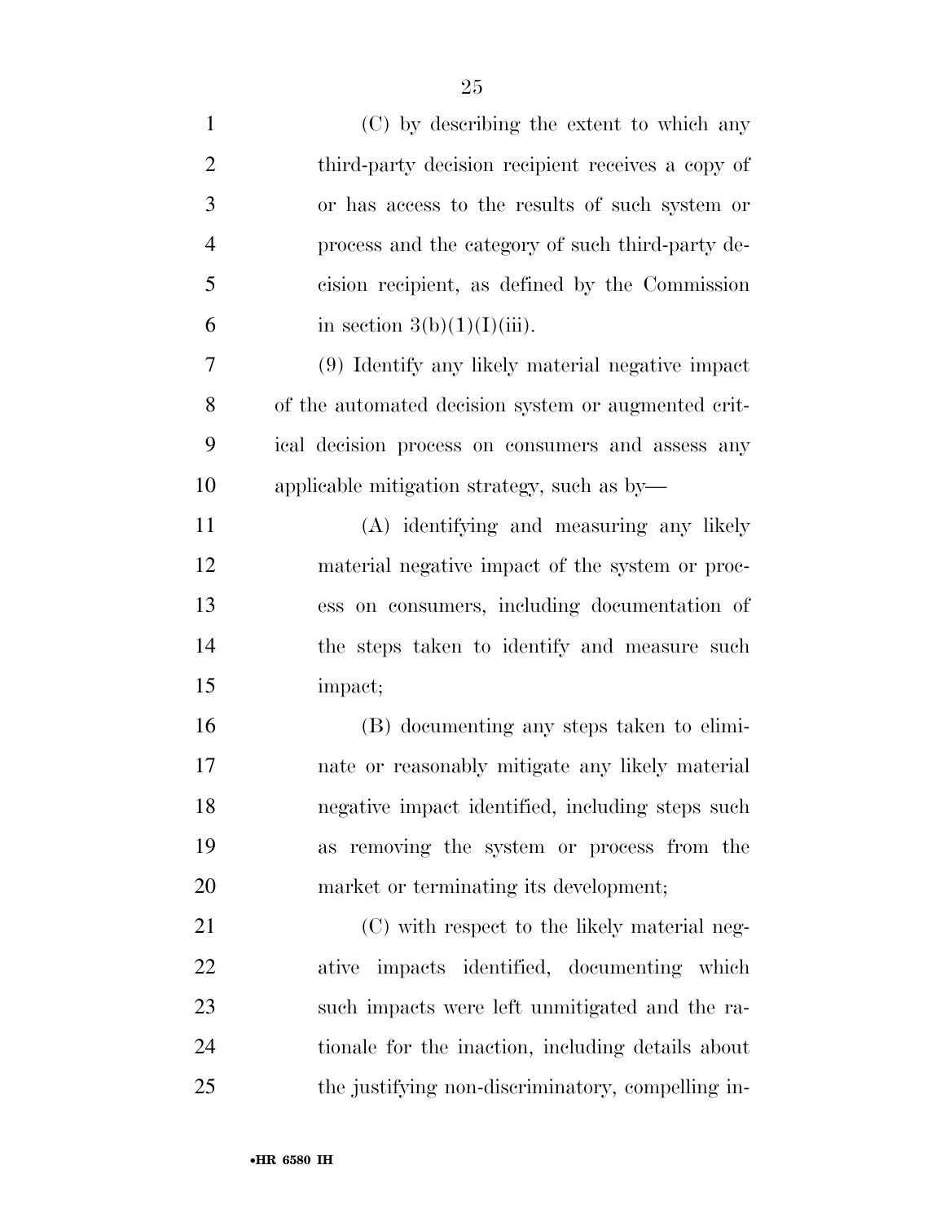(C) by describing the extent to which any third-party decision recipient receives a copy of or has access to the results of such system or process and the category of such third-party decision recipient, as defined by the Commission in section 3(b)(1)(I)(iii).

(9) Identify any likely material negative impact of the automated decision system or augmented critical decision process on consumers and assess any applicable mitigation strategy, such as by—

(A) identifying and measuring any likely material negative impact of the system or process on consumers, including documentation of the steps taken to identify and measure such impact;

(B) documenting any steps taken to eliminate or reasonably mitigate any likely material negative impact identified, including steps such as removing the system or process from the market or terminating its development;

(C) with respect to the likely material negative impacts identified, documenting which such impacts were left unmitigated and the rationale for the inaction, including details about the justifying non-discriminatory, compelling in-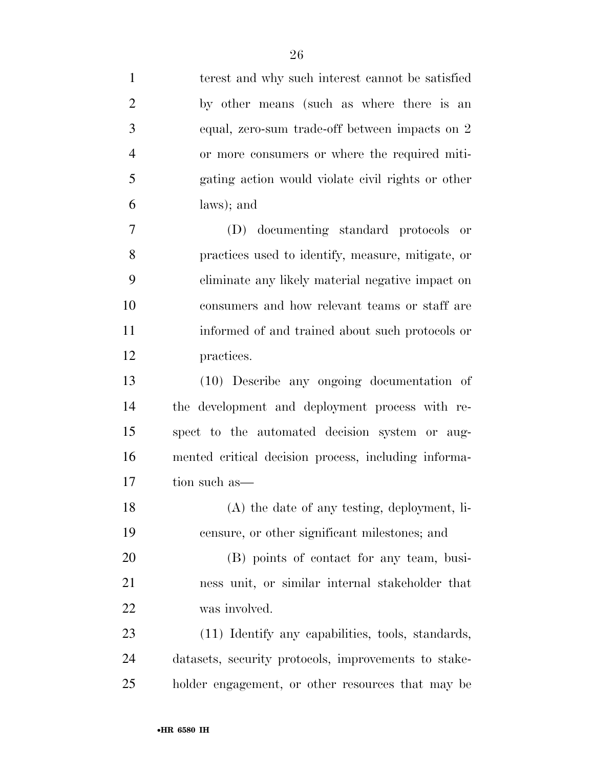terest and why such interest cannot be satisfied by other means (such as where there is an equal, zero-sum trade-off between impacts on 2 or more consumers or where the required mitigating action would violate civil rights or other laws); and

(D) documenting standard protocols or practices used to identify, measure, mitigate, or eliminate any likely material negative impact on consumers and how relevant teams or staff are informed of and trained about such protocols or practices.

(10) Describe any ongoing documentation of the development and deployment process with respect to the automated decision system or augmented critical decision process, including information such as—

(A) the date of any testing, deployment, licensure, or other significant milestones; and

(B) points of contact for any team, business unit, or similar internal stakeholder that was involved.

(11) Identify any capabilities, tools, standards, datasets, security protocols, improvements to stakeholder engagement, or other resources that may be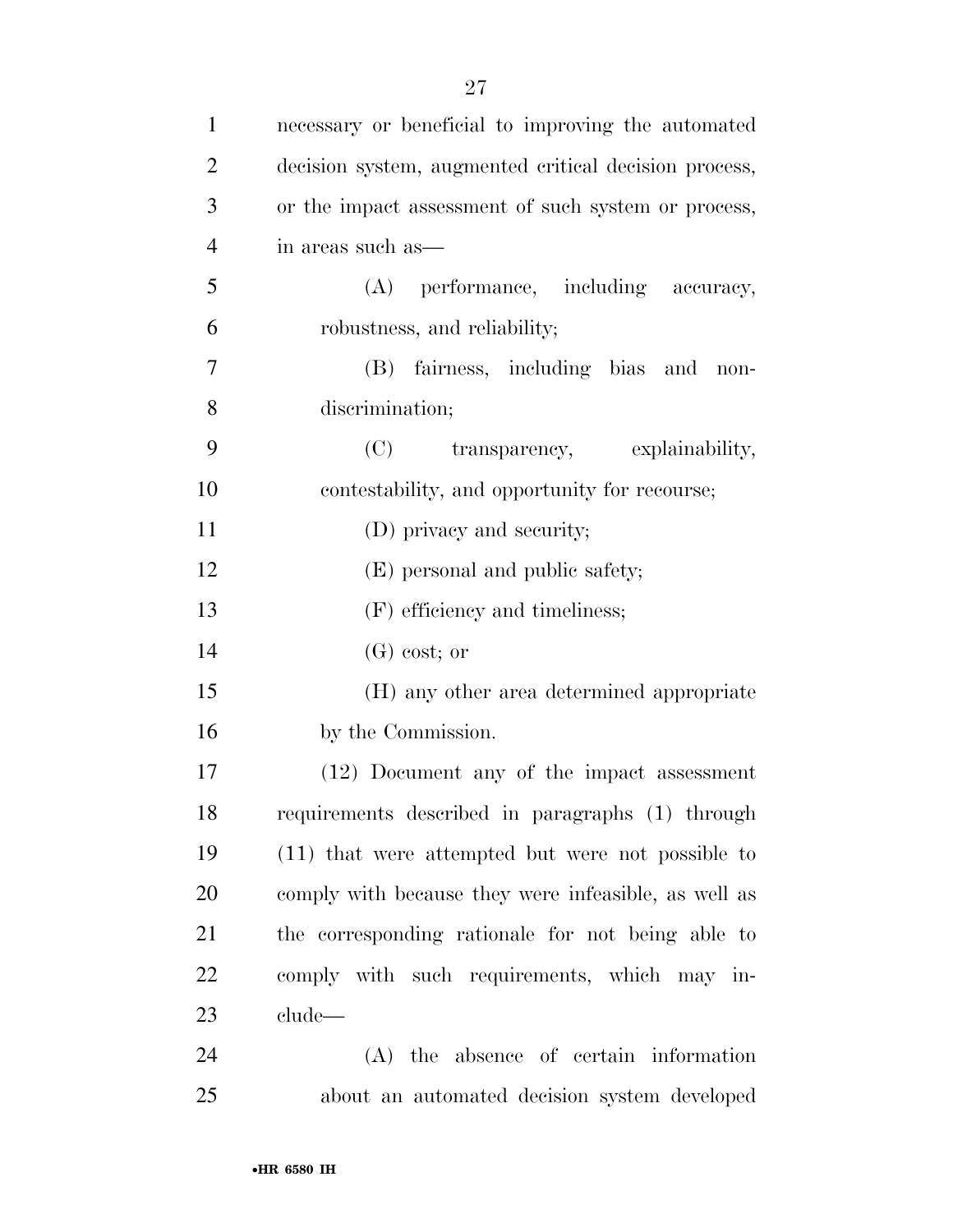necessary or beneficial to improving the automated decision system, augmented critical decision process, or the impact assessment of such system or process, in areas such as—

(A) performance, including accuracy, robustness, and reliability;

(B) fairness, including bias and non-discrimination;

(C) transparency, explainability, contestability, and opportunity for recourse;

(D) privacy and security;

(E) personal and public safety;

(F) efficiency and timeliness;

(G) cost; or

(H) any other area determined appropriate by the Commission.

(12) Document any of the impact assessment requirements described in paragraphs (1) through (11) that were attempted but were not possible to comply with because they were infeasible, as well as the corresponding rationale for not being able to comply with such requirements, which may include—

(A) the absence of certain information about an automated decision system developed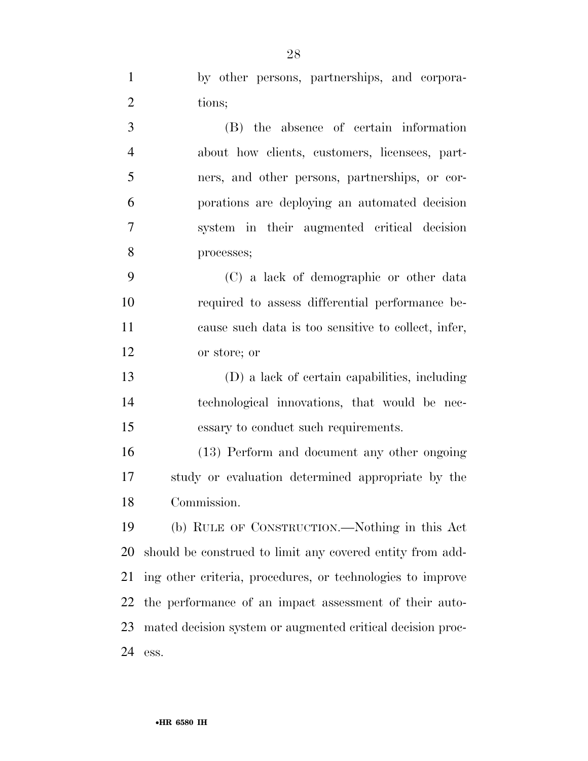by other persons, partnerships, and corporations;

(B) the absence of certain information about how clients, customers, licensees, partners, and other persons, partnerships, or corporations are deploying an automated decision system in their augmented critical decision processes;

(C) a lack of demographic or other data required to assess differential performance because such data is too sensitive to collect, infer, or store; or

(D) a lack of certain capabilities, including technological innovations, that would be necessary to conduct such requirements.

(13) Perform and document any other ongoing study or evaluation determined appropriate by the Commission.

(b) RULE OF CONSTRUCTION.—Nothing in this Act should be construed to limit any covered entity from adding other criteria, procedures, or technologies to improve the performance of an impact assessment of their automated decision system or augmented critical decision process.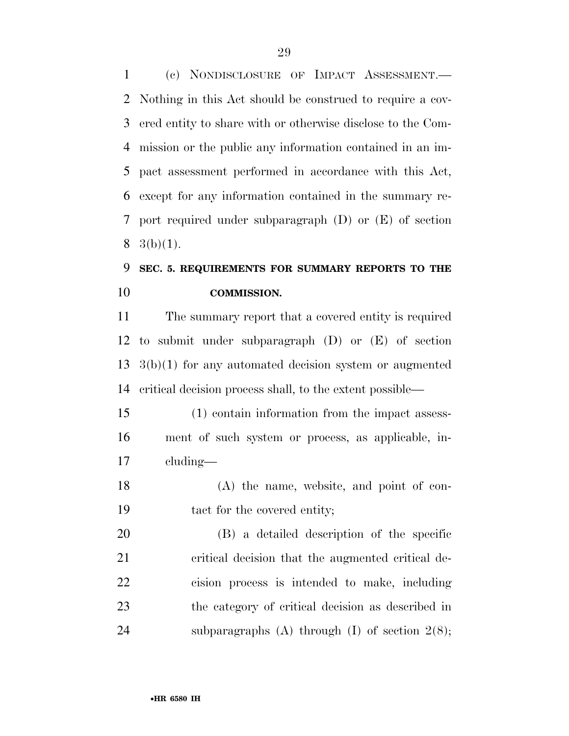(c) NONDISCLOSURE OF IMPACT ASSESSMENT.—Nothing in this Act should be construed to require a covered entity to share with or otherwise disclose to the Commission or the public any information contained in an impact assessment performed in accordance with this Act, except for any information contained in the summary report required under subparagraph (D) or (E) of section 3(b)(1).

## SEC. 5. REQUIREMENTS FOR SUMMARY REPORTS TO THE COMMISSION.

The summary report that a covered entity is required to submit under subparagraph (D) or (E) of section 3(b)(1) for any automated decision system or augmented critical decision process shall, to the extent possible—

(1) contain information from the impact assessment of such system or process, as applicable, including—

(A) the name, website, and point of contact for the covered entity;

(B) a detailed description of the specific critical decision that the augmented critical decision process is intended to make, including the category of critical decision as described in subparagraphs (A) through (I) of section 2(8);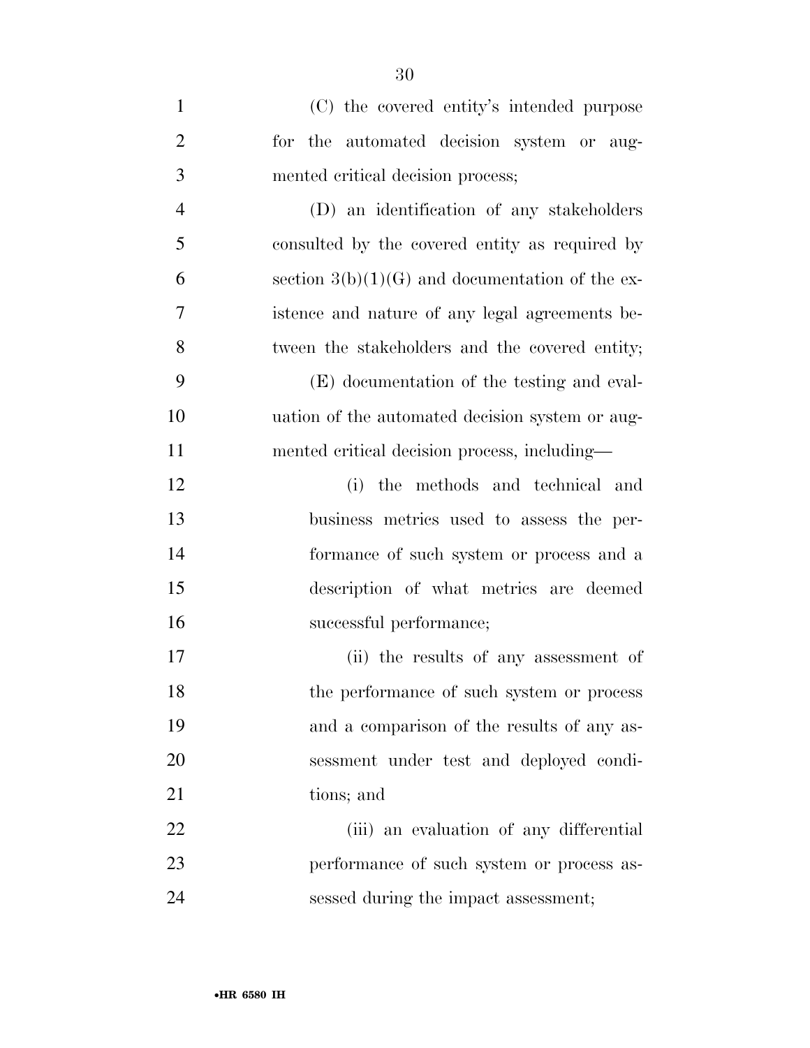(C) the covered entity's intended purpose for the automated decision system or augmented critical decision process;

(D) an identification of any stakeholders consulted by the covered entity as required by section 3(b)(1)(G) and documentation of the existence and nature of any legal agreements between the stakeholders and the covered entity;

(E) documentation of the testing and evaluation of the automated decision system or augmented critical decision process, including—

(i) the methods and technical and business metrics used to assess the performance of such system or process and a description of what metrics are deemed successful performance;

(ii) the results of any assessment of the performance of such system or process and a comparison of the results of any assessment under test and deployed conditions; and

(iii) an evaluation of any differential performance of such system or process assessed during the impact assessment;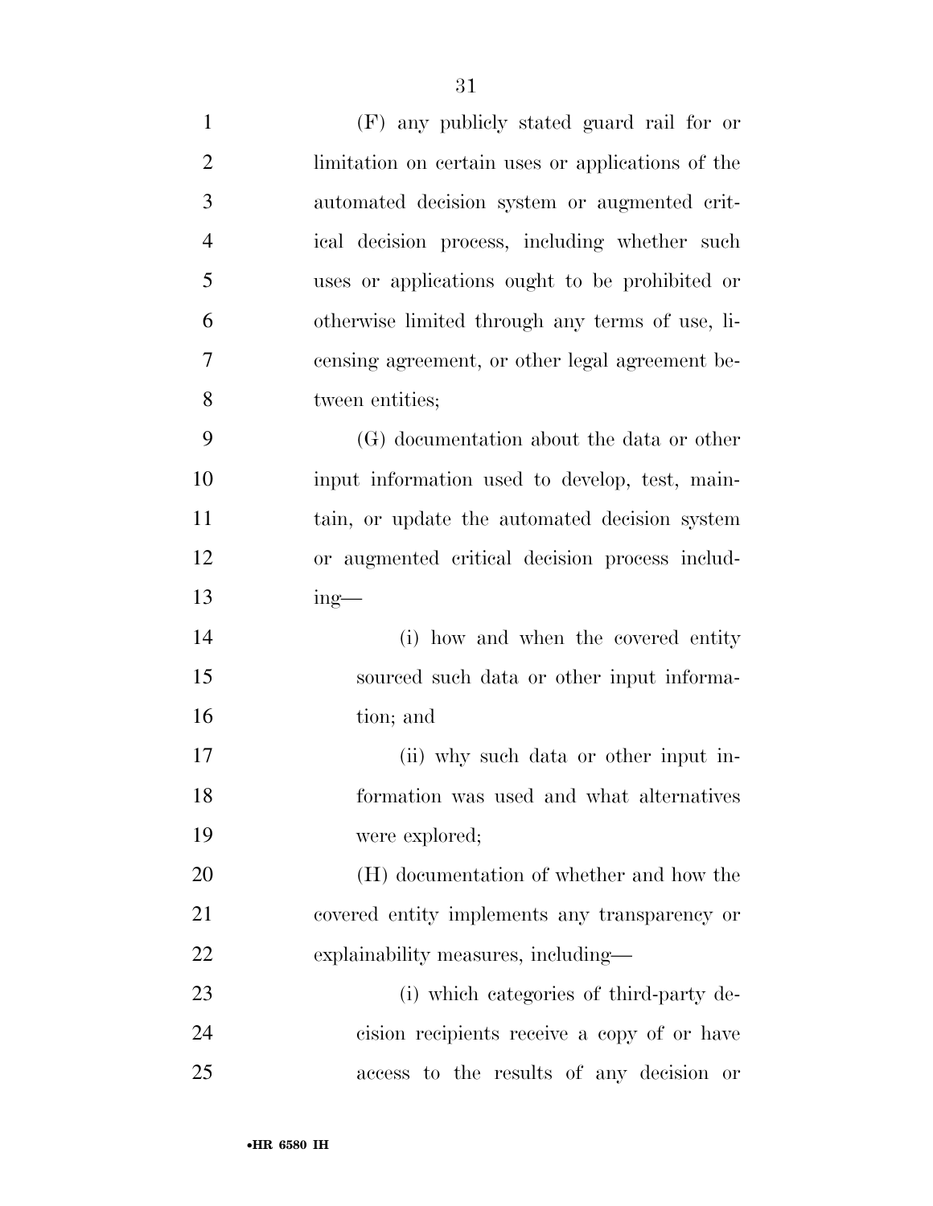(F) any publicly stated guard rail for or limitation on certain uses or applications of the automated decision system or augmented critical decision process, including whether such uses or applications ought to be prohibited or otherwise limited through any terms of use, licensing agreement, or other legal agreement between entities;

(G) documentation about the data or other input information used to develop, test, maintain, or update the automated decision system or augmented critical decision process including—

(i) how and when the covered entity sourced such data or other input information; and

(ii) why such data or other input information was used and what alternatives were explored;

(H) documentation of whether and how the covered entity implements any transparency or explainability measures, including—

(i) which categories of third-party decision recipients receive a copy of or have access to the results of any decision or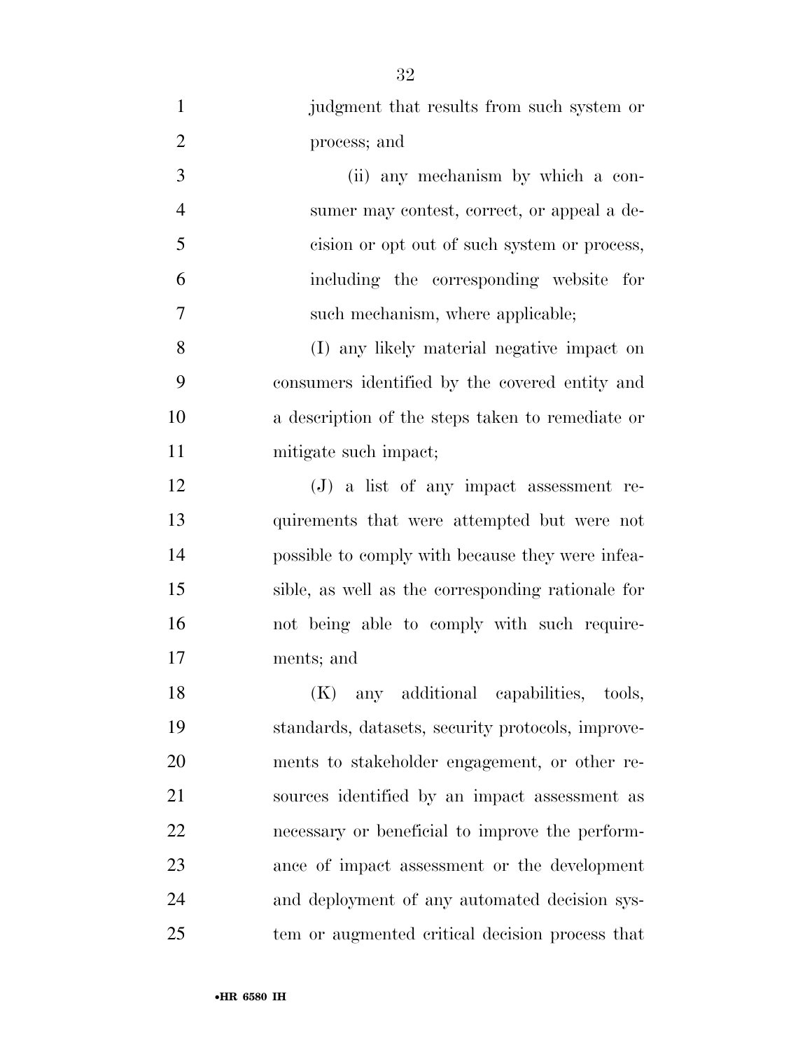judgment that results from such system or process; and

(ii) any mechanism by which a consumer may contest, correct, or appeal a decision or opt out of such system or process, including the corresponding website for such mechanism, where applicable;

(I) any likely material negative impact on consumers identified by the covered entity and a description of the steps taken to remediate or mitigate such impact;

(J) a list of any impact assessment requirements that were attempted but were not possible to comply with because they were infeasible, as well as the corresponding rationale for not being able to comply with such requirements; and

(K) any additional capabilities, tools, standards, datasets, security protocols, improvements to stakeholder engagement, or other resources identified by an impact assessment as necessary or beneficial to improve the performance of impact assessment or the development and deployment of any automated decision system or augmented critical decision process that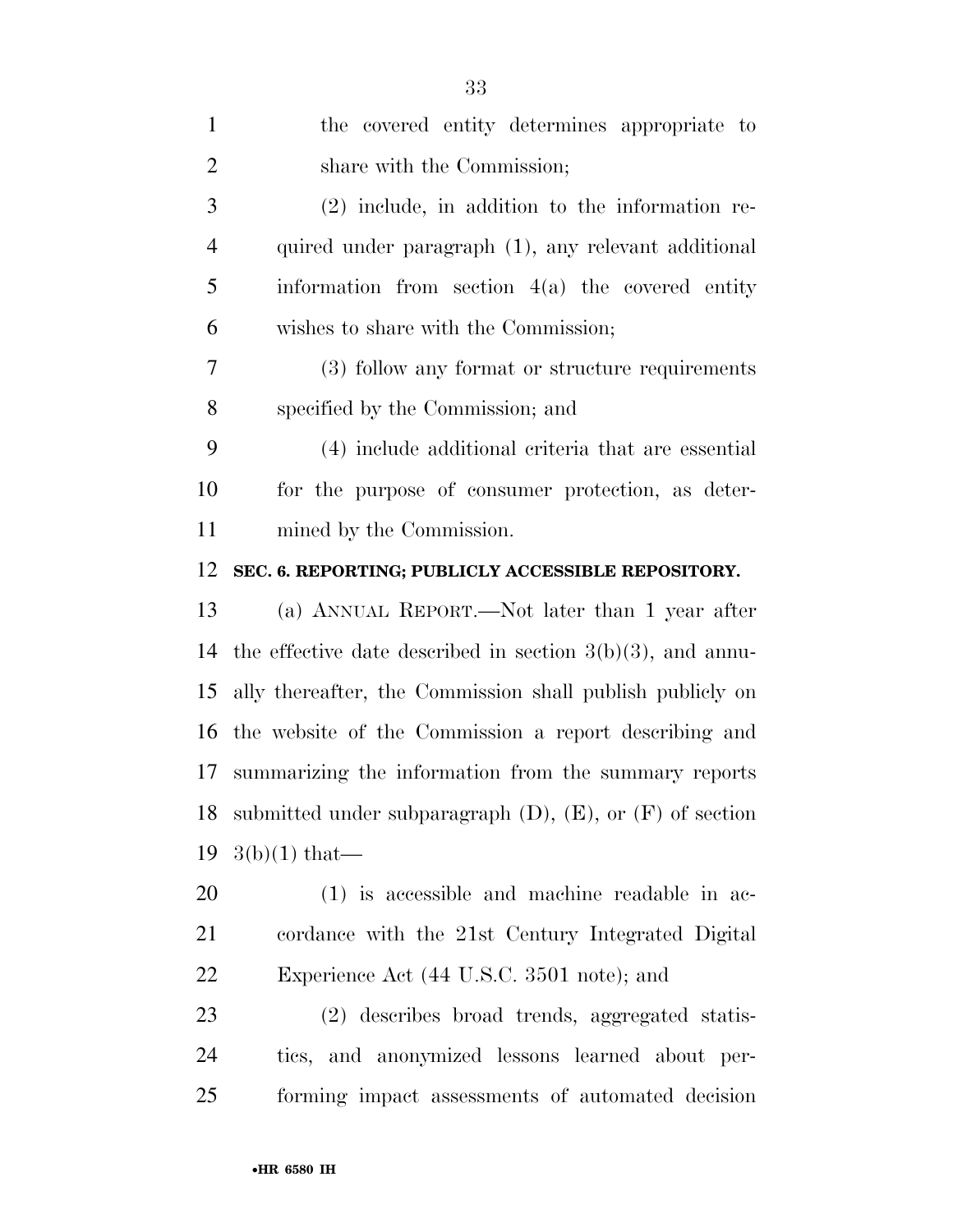the covered entity determines appropriate to share with the Commission;

(2) include, in addition to the information required under paragraph (1), any relevant additional information from section 4(a) the covered entity wishes to share with the Commission;

(3) follow any format or structure requirements specified by the Commission; and

(4) include additional criteria that are essential for the purpose of consumer protection, as determined by the Commission.

**SEC. 6. REPORTING; PUBLICLY ACCESSIBLE REPOSITORY.**

(a) ANNUAL REPORT.—Not later than 1 year after the effective date described in section 3(b)(3), and annually thereafter, the Commission shall publish publicly on the website of the Commission a report describing and summarizing the information from the summary reports submitted under subparagraph (D), (E), or (F) of section 3(b)(1) that—

(1) is accessible and machine readable in accordance with the 21st Century Integrated Digital Experience Act (44 U.S.C. 3501 note); and

(2) describes broad trends, aggregated statistics, and anonymized lessons learned about performing impact assessments of automated decision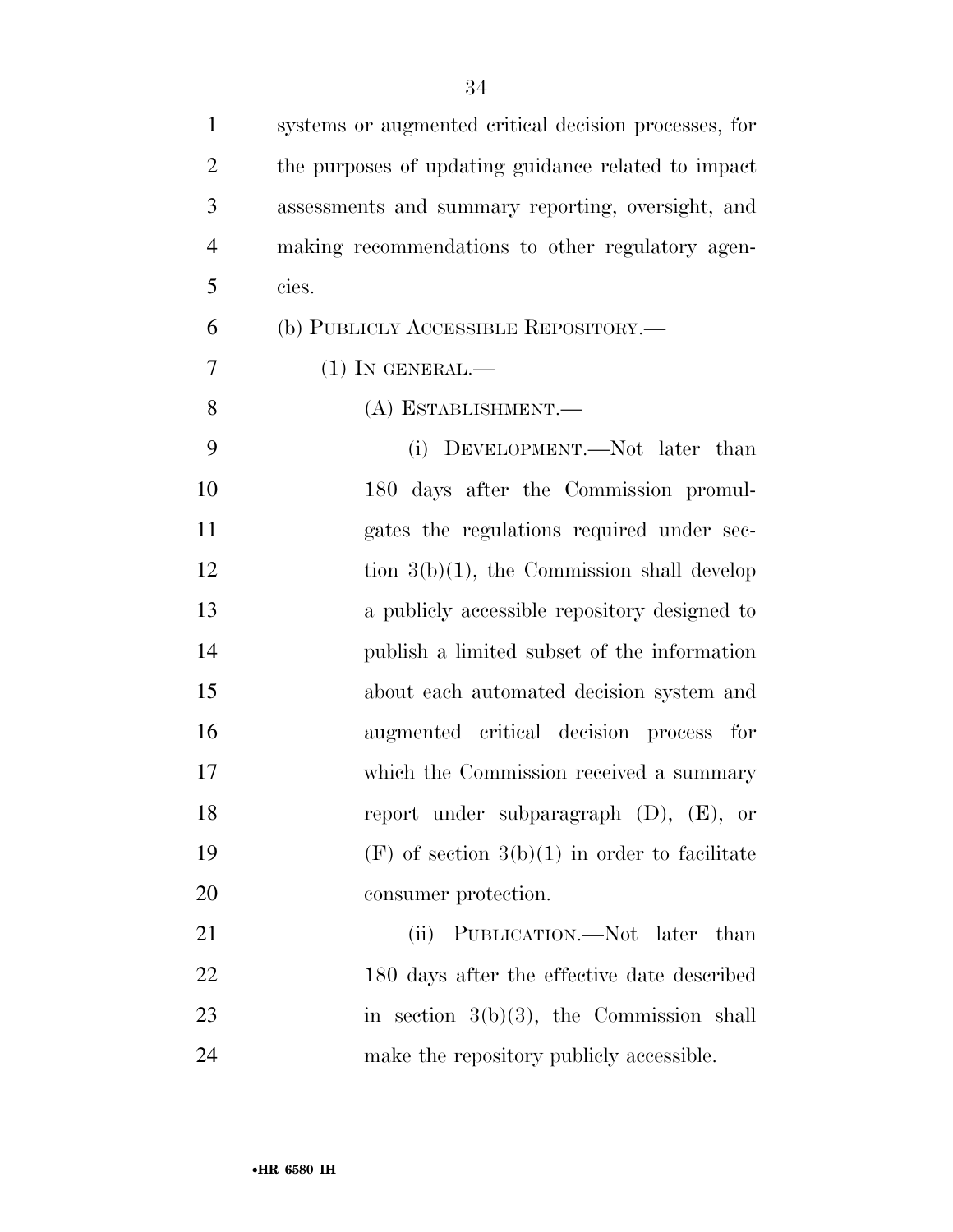systems or augmented critical decision processes, for the purposes of updating guidance related to impact assessments and summary reporting, oversight, and making recommendations to other regulatory agencies.

(b) PUBLICLY ACCESSIBLE REPOSITORY.—

(1) IN GENERAL.—

(A) ESTABLISHMENT.—

(i) DEVELOPMENT.—Not later than 180 days after the Commission promulgates the regulations required under section 3(b)(1), the Commission shall develop a publicly accessible repository designed to publish a limited subset of the information about each automated decision system and augmented critical decision process for which the Commission received a summary report under subparagraph (D), (E), or (F) of section 3(b)(1) in order to facilitate consumer protection.

(ii) PUBLICATION.—Not later than 180 days after the effective date described in section 3(b)(3), the Commission shall make the repository publicly accessible.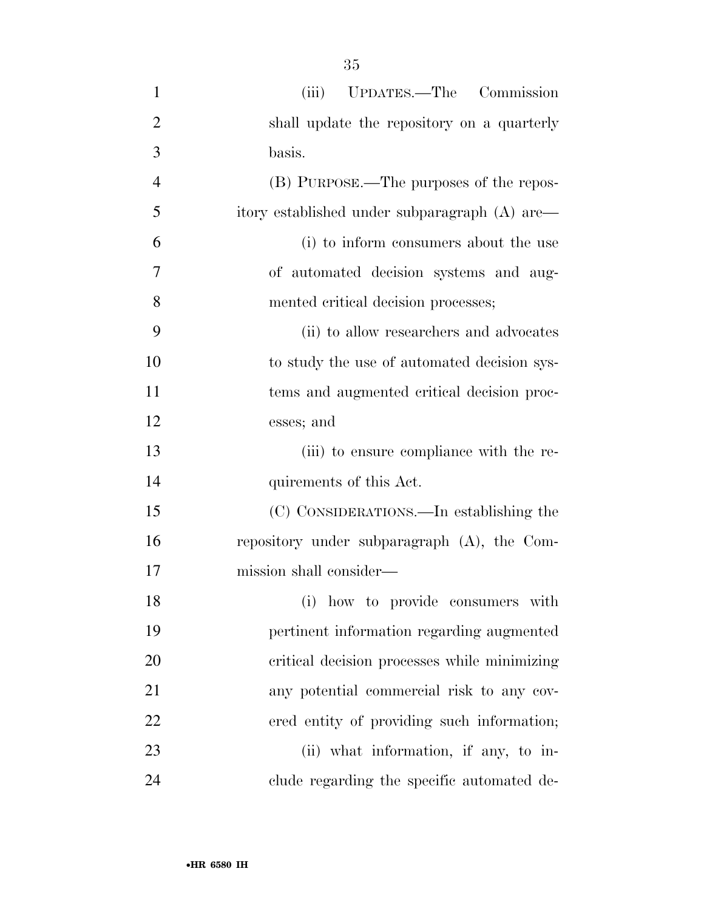(iii) UPDATES.—The Commission shall update the repository on a quarterly basis.

(B) PURPOSE.—The purposes of the repository established under subparagraph (A) are—

(i) to inform consumers about the use of automated decision systems and augmented critical decision processes;

(ii) to allow researchers and advocates to study the use of automated decision systems and augmented critical decision processes; and

(iii) to ensure compliance with the requirements of this Act.

(C) CONSIDERATIONS.—In establishing the repository under subparagraph (A), the Commission shall consider—

(i) how to provide consumers with pertinent information regarding augmented critical decision processes while minimizing any potential commercial risk to any covered entity of providing such information;

(ii) what information, if any, to include regarding the specific automated de-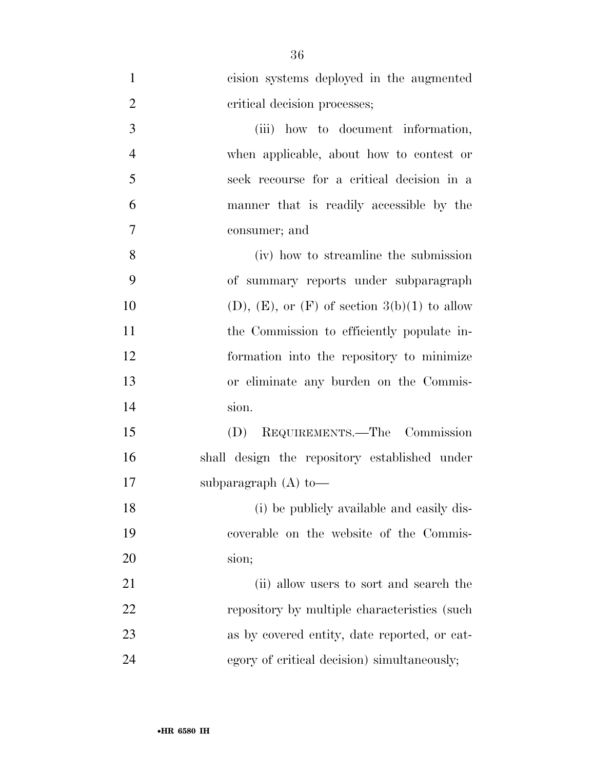cision systems deployed in the augmented critical decision processes;

(iii) how to document information, when applicable, about how to contest or seek recourse for a critical decision in a manner that is readily accessible by the consumer; and

(iv) how to streamline the submission of summary reports under subparagraph (D), (E), or (F) of section 3(b)(1) to allow the Commission to efficiently populate information into the repository to minimize or eliminate any burden on the Commission.

(D) REQUIREMENTS.—The Commission shall design the repository established under subparagraph (A) to—

(i) be publicly available and easily discoverable on the website of the Commission;

(ii) allow users to sort and search the repository by multiple characteristics (such as by covered entity, date reported, or category of critical decision) simultaneously;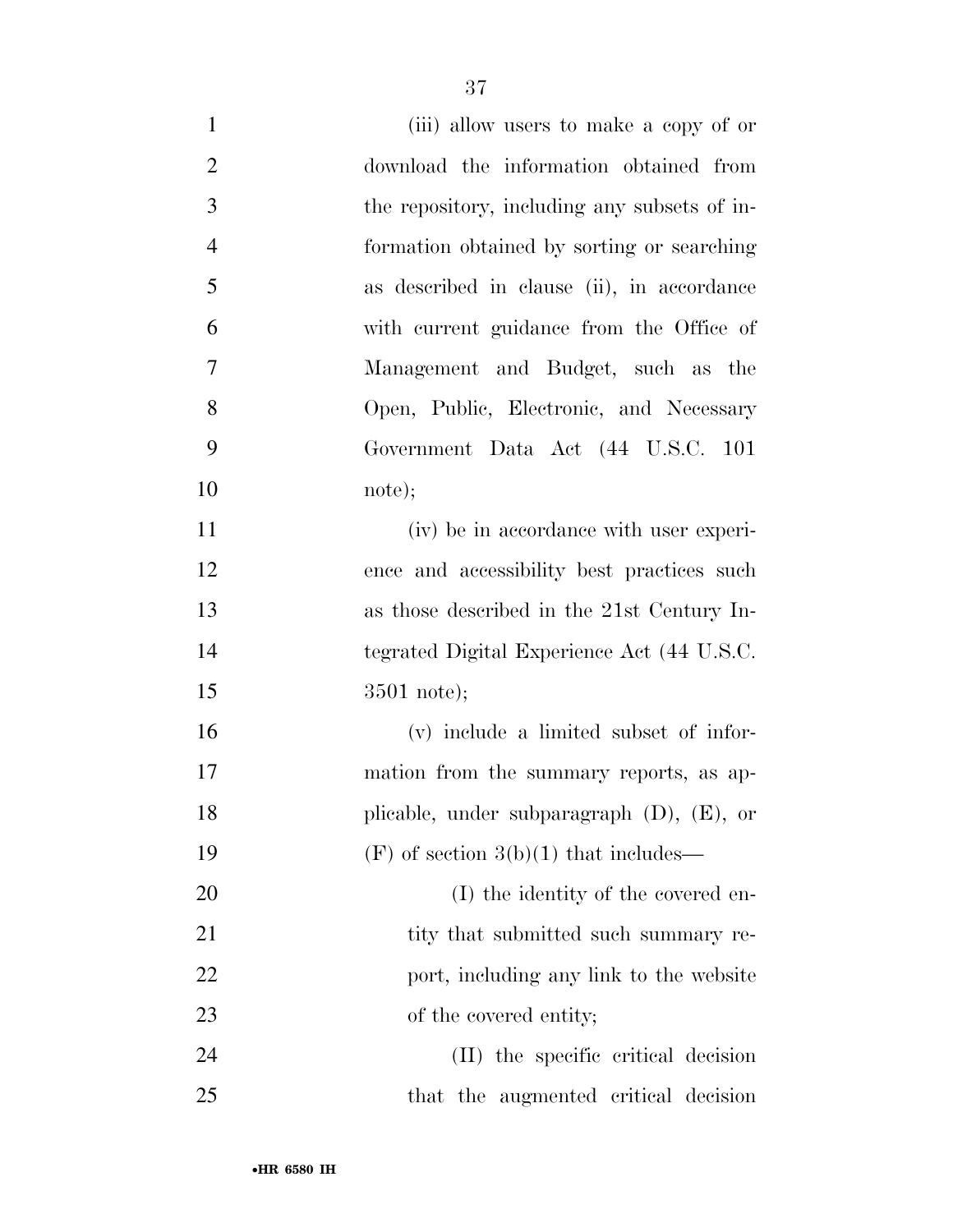(iii) allow users to make a copy of or download the information obtained from the repository, including any subsets of information obtained by sorting or searching as described in clause (ii), in accordance with current guidance from the Office of Management and Budget, such as the Open, Public, Electronic, and Necessary Government Data Act (44 U.S.C. 101 note);

(iv) be in accordance with user experience and accessibility best practices such as those described in the 21st Century Integrated Digital Experience Act (44 U.S.C. 3501 note);

(v) include a limited subset of information from the summary reports, as applicable, under subparagraph (D), (E), or (F) of section 3(b)(1) that includes—

(I) the identity of the covered entity that submitted such summary report, including any link to the website of the covered entity;

(II) the specific critical decision that the augmented critical decision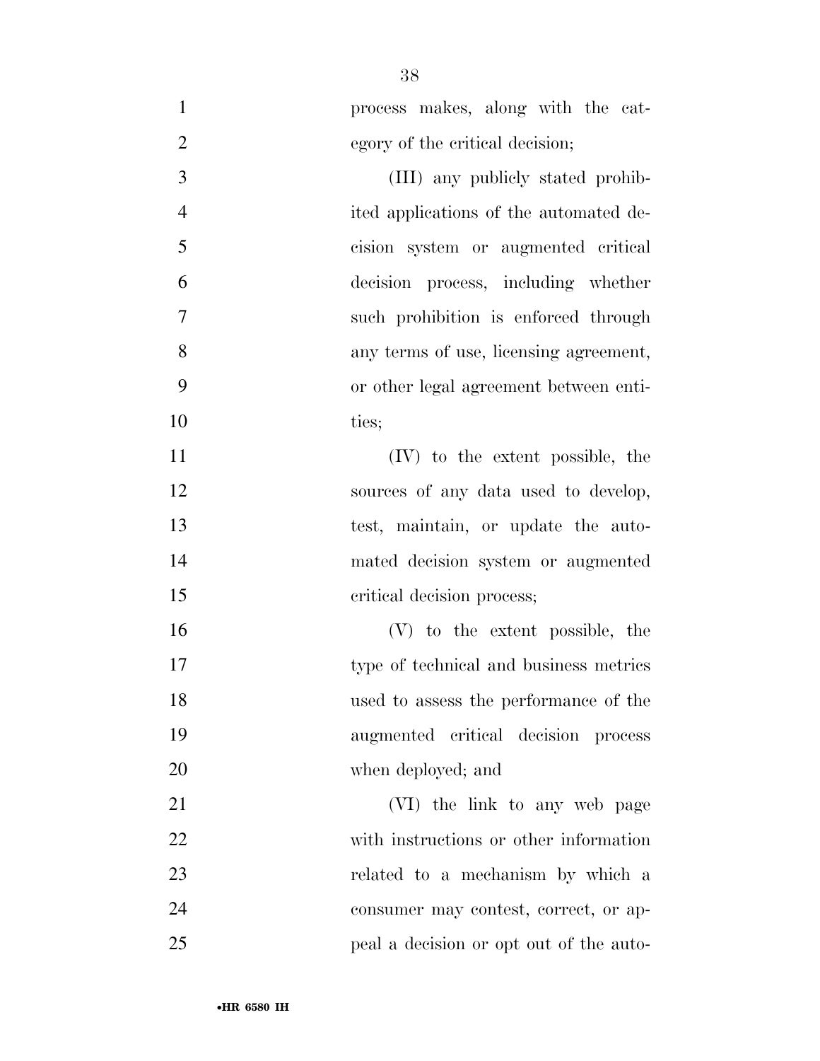process makes, along with the category of the critical decision;

(III) any publicly stated prohibited applications of the automated decision system or augmented critical decision process, including whether such prohibition is enforced through any terms of use, licensing agreement, or other legal agreement between entities;

(IV) to the extent possible, the sources of any data used to develop, test, maintain, or update the automated decision system or augmented critical decision process;

(V) to the extent possible, the type of technical and business metrics used to assess the performance of the augmented critical decision process when deployed; and

(VI) the link to any web page with instructions or other information related to a mechanism by which a consumer may contest, correct, or appeal a decision or opt out of the auto-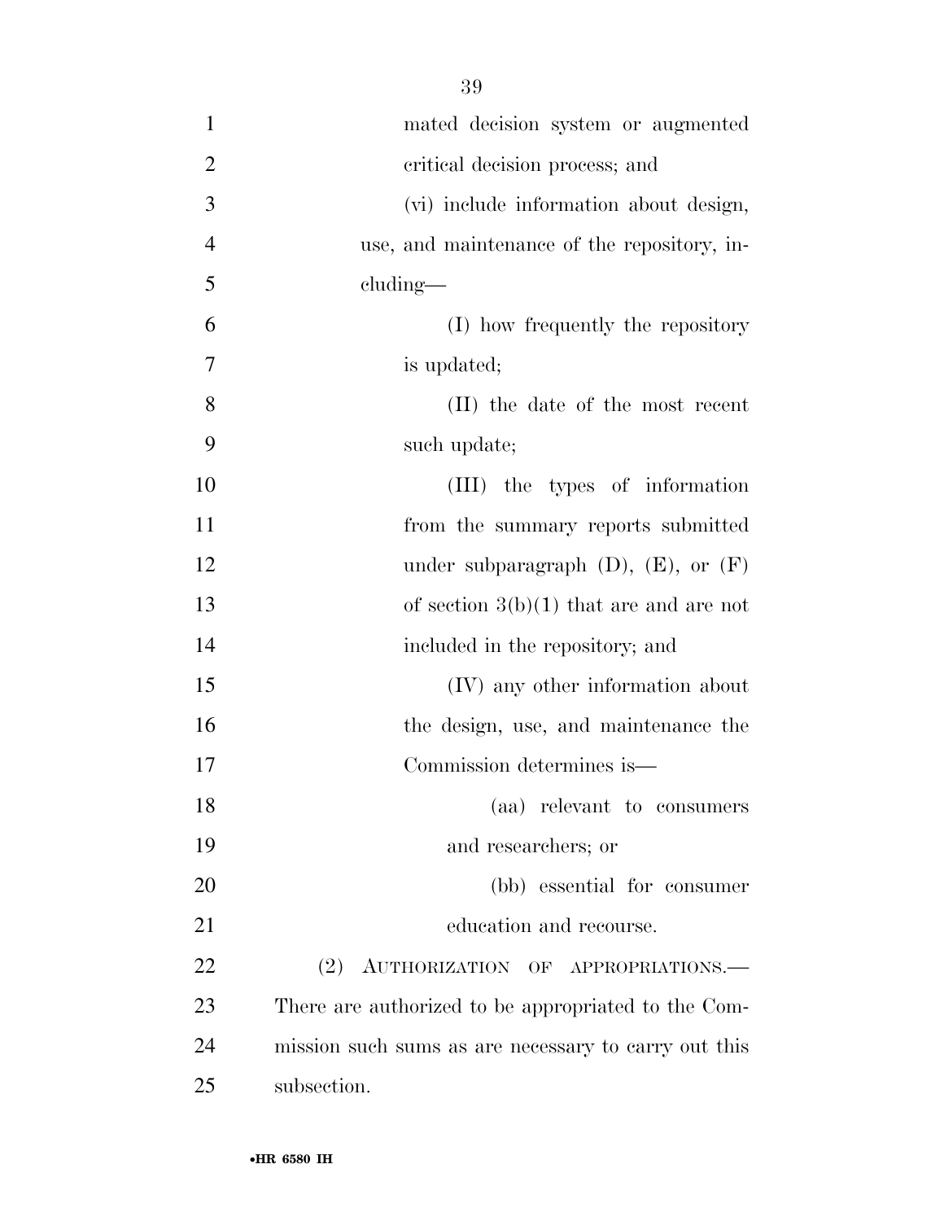mated decision system or augmented critical decision process; and

(vi) include information about design, use, and maintenance of the repository, including—

(I) how frequently the repository is updated;

(II) the date of the most recent such update;

(III) the types of information from the summary reports submitted under subparagraph (D), (E), or (F) of section 3(b)(1) that are and are not included in the repository; and

(IV) any other information about the design, use, and maintenance the Commission determines is—

(aa) relevant to consumers and researchers; or

(bb) essential for consumer education and recourse.

(2) AUTHORIZATION OF APPROPRIATIONS.—There are authorized to be appropriated to the Commission such sums as are necessary to carry out this subsection.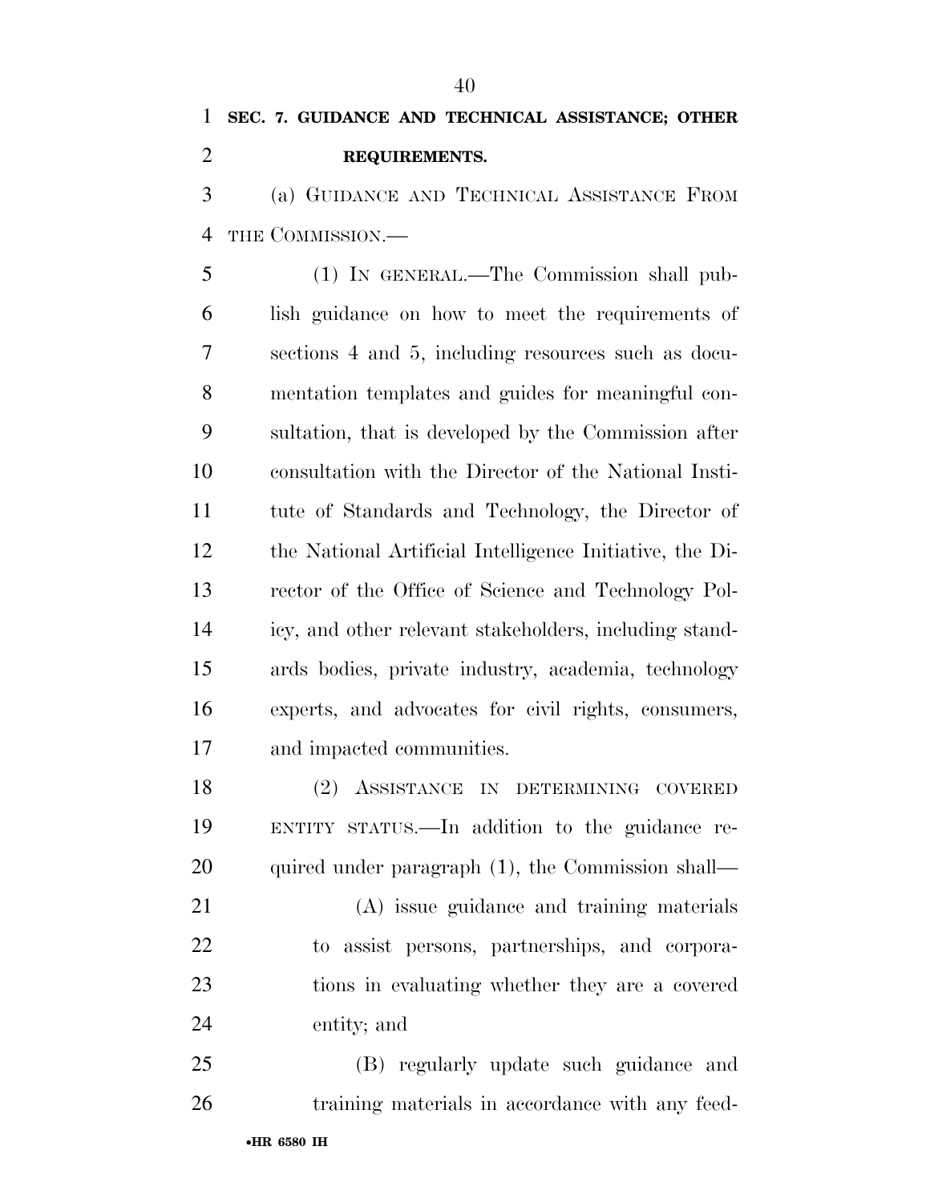## SEC. 7. GUIDANCE AND TECHNICAL ASSISTANCE; OTHER REQUIREMENTS.

(a) GUIDANCE AND TECHNICAL ASSISTANCE FROM THE COMMISSION.—

(1) IN GENERAL.—The Commission shall publish guidance on how to meet the requirements of sections 4 and 5, including resources such as documentation templates and guides for meaningful consultation, that is developed by the Commission after consultation with the Director of the National Institute of Standards and Technology, the Director of the National Artificial Intelligence Initiative, the Director of the Office of Science and Technology Policy, and other relevant stakeholders, including standards bodies, private industry, academia, technology experts, and advocates for civil rights, consumers, and impacted communities.

(2) ASSISTANCE IN DETERMINING COVERED ENTITY STATUS.—In addition to the guidance required under paragraph (1), the Commission shall—

(A) issue guidance and training materials to assist persons, partnerships, and corporations in evaluating whether they are a covered entity; and

(B) regularly update such guidance and training materials in accordance with any feed-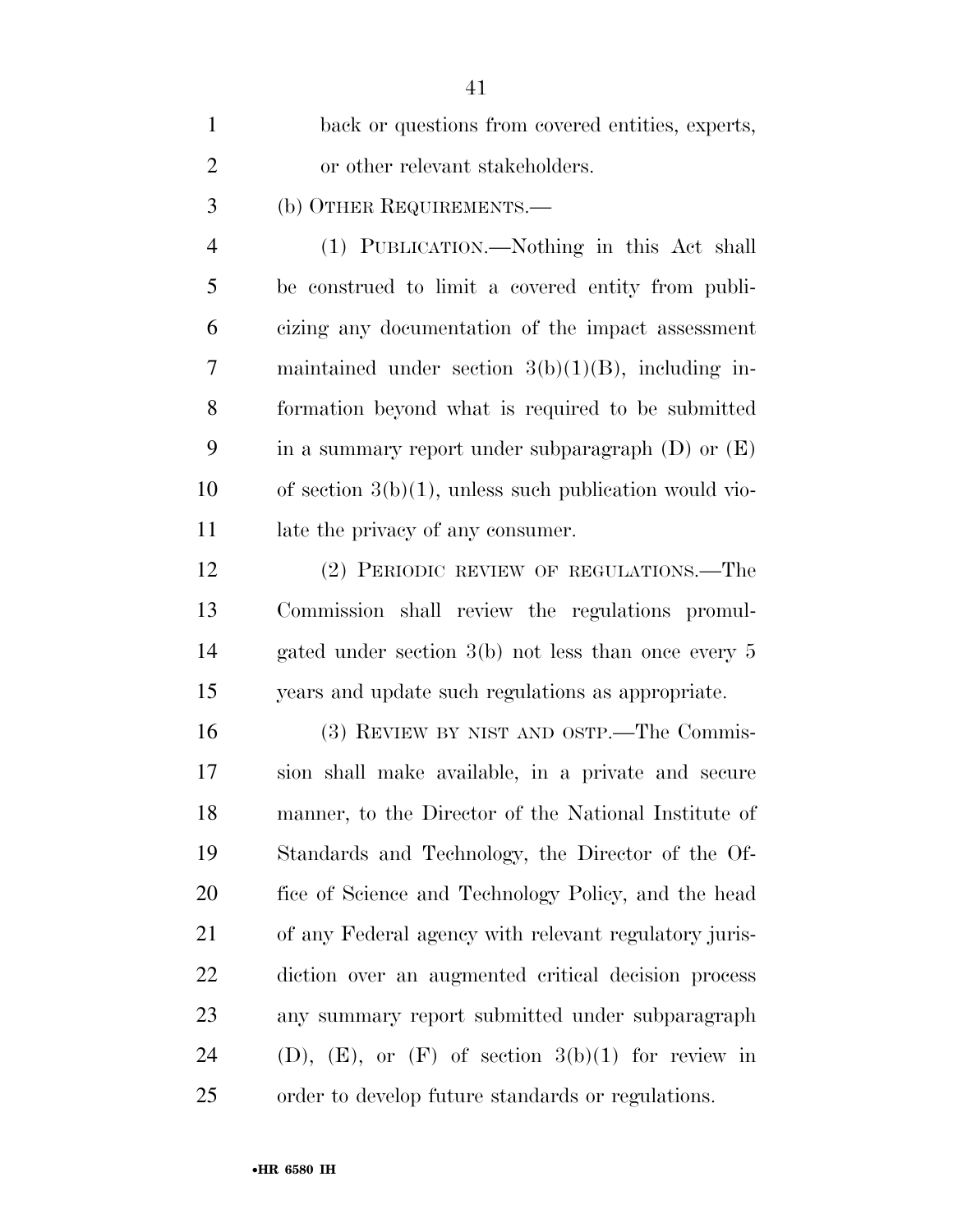back or questions from covered entities, experts, or other relevant stakeholders.

(b) OTHER REQUIREMENTS.—

(1) PUBLICATION.—Nothing in this Act shall be construed to limit a covered entity from publicizing any documentation of the impact assessment maintained under section 3(b)(1)(B), including information beyond what is required to be submitted in a summary report under subparagraph (D) or (E) of section 3(b)(1), unless such publication would violate the privacy of any consumer.

(2) PERIODIC REVIEW OF REGULATIONS.—The Commission shall review the regulations promulgated under section 3(b) not less than once every 5 years and update such regulations as appropriate.

(3) REVIEW BY NIST AND OSTP.—The Commission shall make available, in a private and secure manner, to the Director of the National Institute of Standards and Technology, the Director of the Office of Science and Technology Policy, and the head of any Federal agency with relevant regulatory jurisdiction over an augmented critical decision process any summary report submitted under subparagraph (D), (E), or (F) of section 3(b)(1) for review in order to develop future standards or regulations.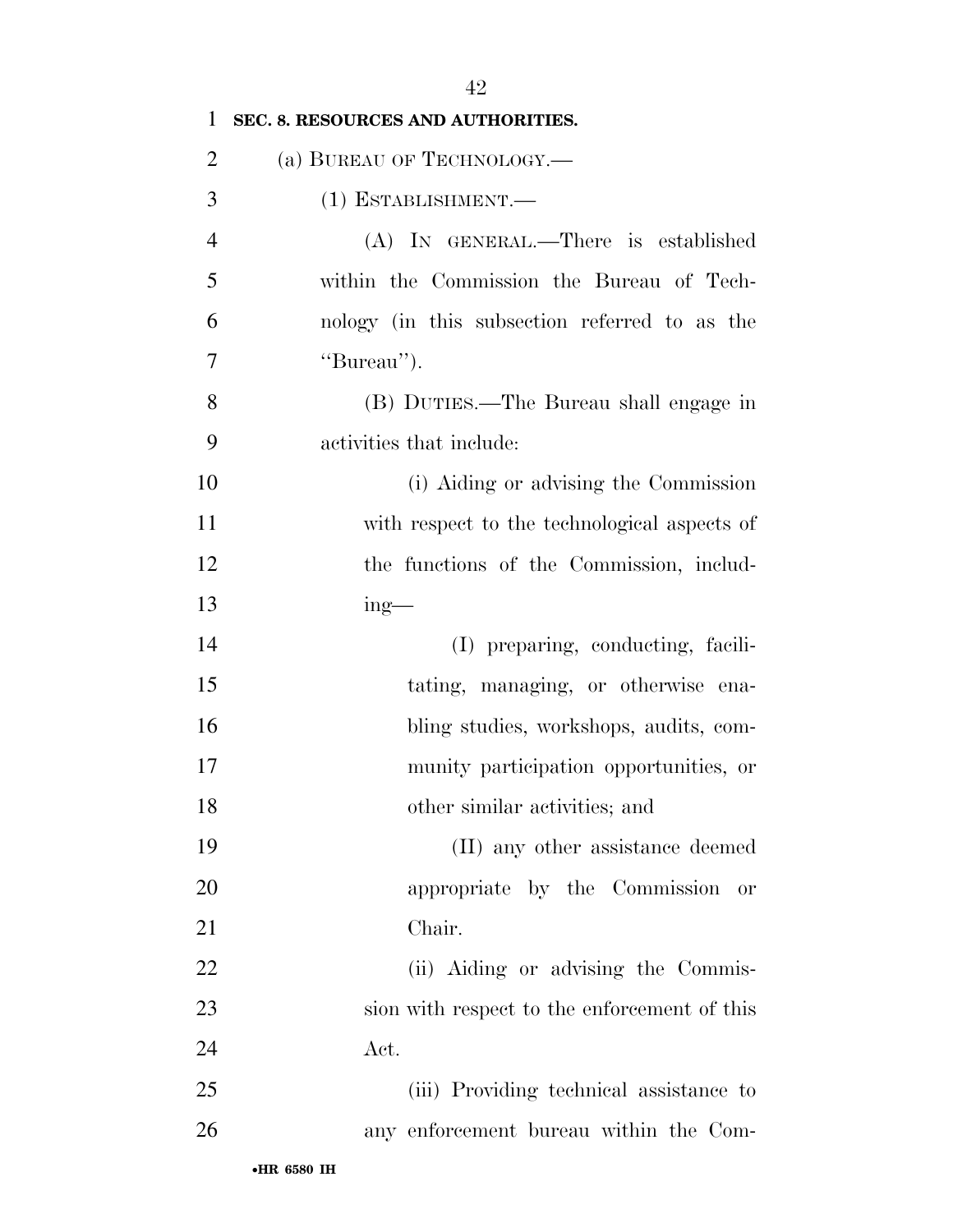**SEC. 8. RESOURCES AND AUTHORITIES.**

(a) BUREAU OF TECHNOLOGY.—

(1) ESTABLISHMENT.—

(A) IN GENERAL.—There is established within the Commission the Bureau of Technology (in this subsection referred to as the "Bureau").

(B) DUTIES.—The Bureau shall engage in activities that include:

(i) Aiding or advising the Commission with respect to the technological aspects of the functions of the Commission, including—

(I) preparing, conducting, facilitating, managing, or otherwise enabling studies, workshops, audits, community participation opportunities, or other similar activities; and

(II) any other assistance deemed appropriate by the Commission or Chair.

(ii) Aiding or advising the Commission with respect to the enforcement of this Act.

(iii) Providing technical assistance to any enforcement bureau within the Com-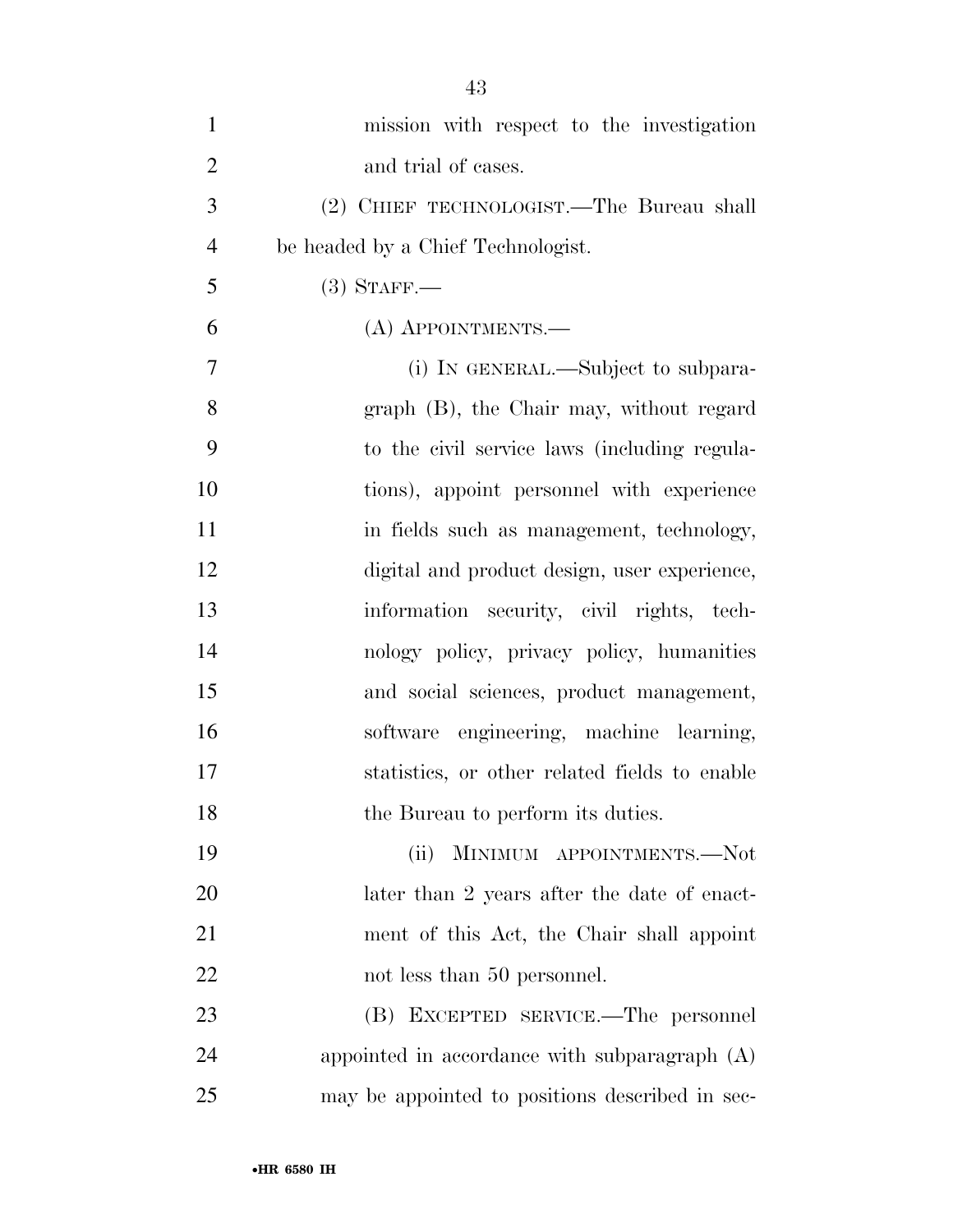mission with respect to the investigation and trial of cases.

(2) CHIEF TECHNOLOGIST.—The Bureau shall be headed by a Chief Technologist.

(3) STAFF.—

(A) APPOINTMENTS.—

(i) IN GENERAL.—Subject to subparagraph (B), the Chair may, without regard to the civil service laws (including regulations), appoint personnel with experience in fields such as management, technology, digital and product design, user experience, information security, civil rights, technology policy, privacy policy, humanities and social sciences, product management, software engineering, machine learning, statistics, or other related fields to enable the Bureau to perform its duties.

(ii) MINIMUM APPOINTMENTS.—Not later than 2 years after the date of enactment of this Act, the Chair shall appoint not less than 50 personnel.

(B) EXCEPTED SERVICE.—The personnel appointed in accordance with subparagraph (A) may be appointed to positions described in sec-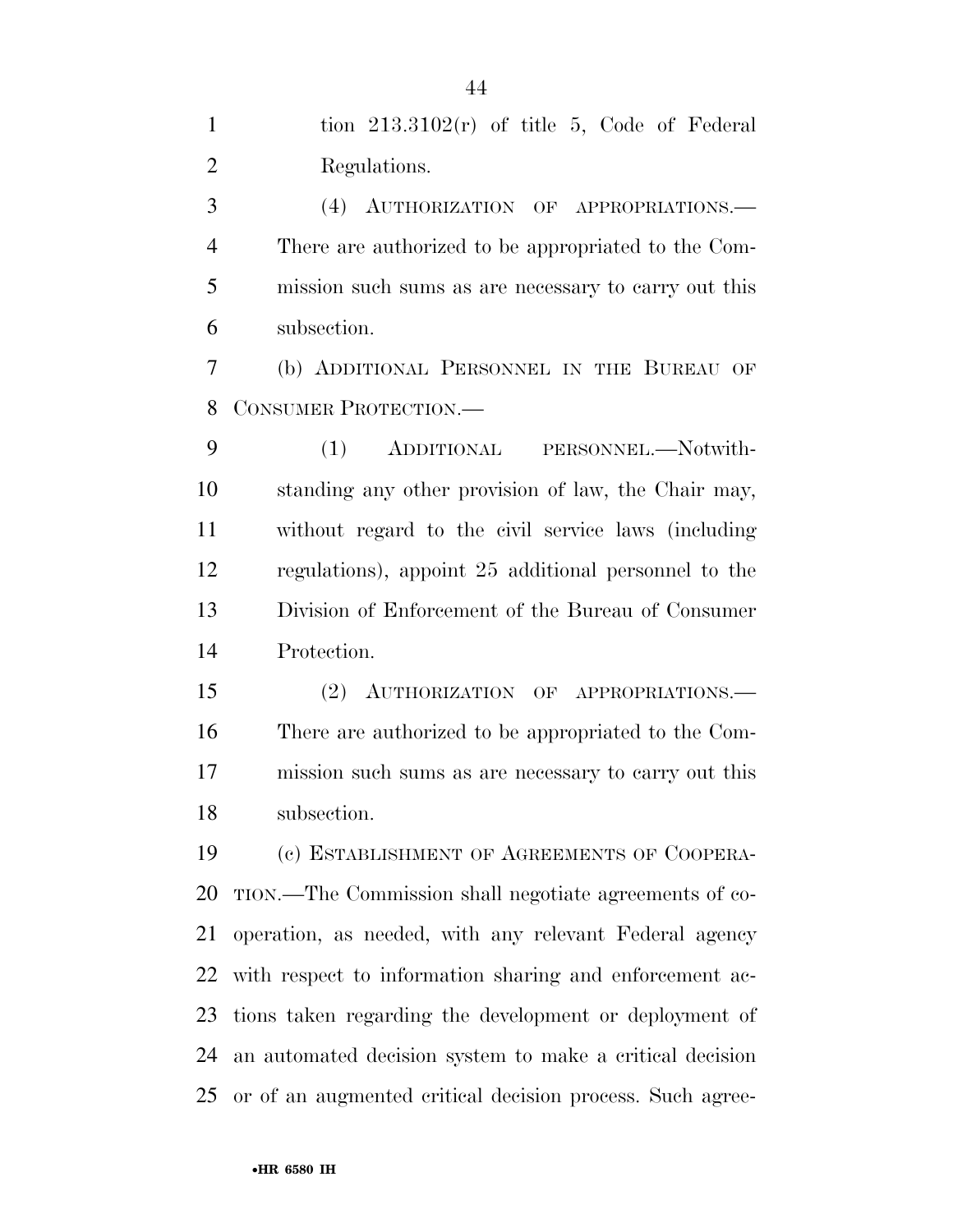tion 213.3102(r) of title 5, Code of Federal Regulations.

(4) AUTHORIZATION OF APPROPRIATIONS.—There are authorized to be appropriated to the Commission such sums as are necessary to carry out this subsection.

(b) ADDITIONAL PERSONNEL IN THE BUREAU OF CONSUMER PROTECTION.—

(1) ADDITIONAL PERSONNEL.—Notwithstanding any other provision of law, the Chair may, without regard to the civil service laws (including regulations), appoint 25 additional personnel to the Division of Enforcement of the Bureau of Consumer Protection.

(2) AUTHORIZATION OF APPROPRIATIONS.—There are authorized to be appropriated to the Commission such sums as are necessary to carry out this subsection.

(c) ESTABLISHMENT OF AGREEMENTS OF COOPERATION.—The Commission shall negotiate agreements of cooperation, as needed, with any relevant Federal agency with respect to information sharing and enforcement actions taken regarding the development or deployment of an automated decision system to make a critical decision or of an augmented critical decision process. Such agree-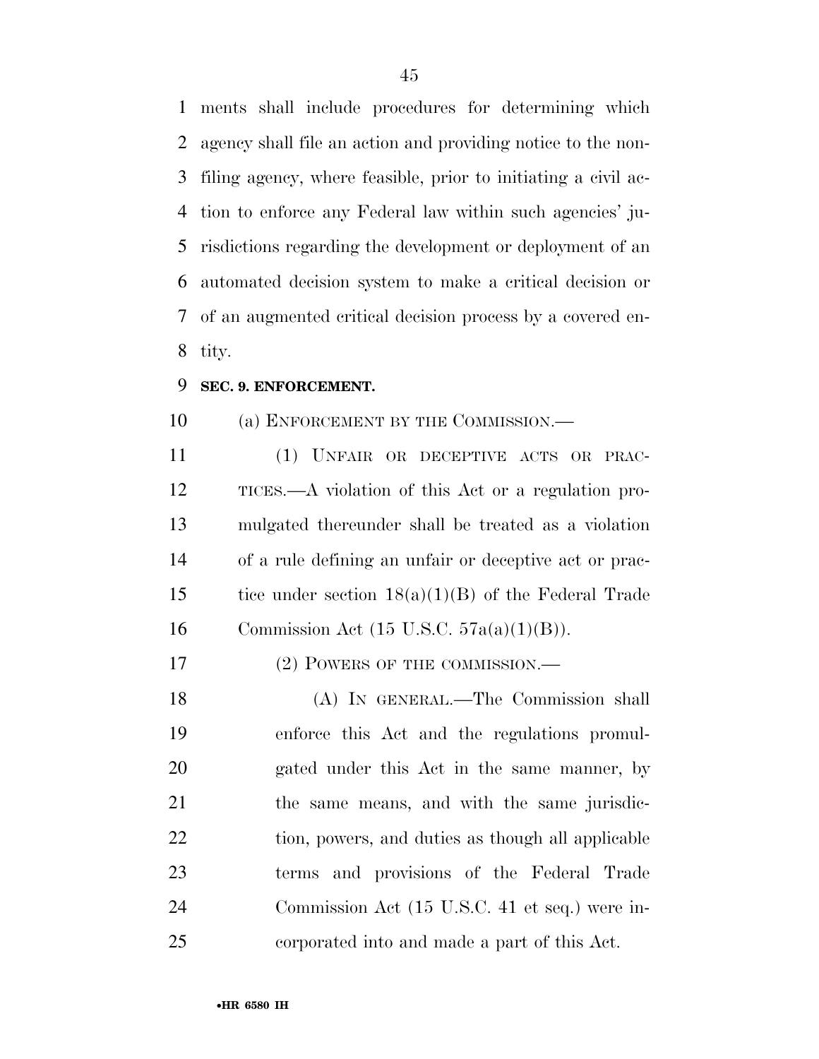ments shall include procedures for determining which agency shall file an action and providing notice to the non-filing agency, where feasible, prior to initiating a civil action to enforce any Federal law within such agencies' jurisdictions regarding the development or deployment of an automated decision system to make a critical decision or of an augmented critical decision process by a covered entity.

**SEC. 9. ENFORCEMENT.**

(a) ENFORCEMENT BY THE COMMISSION.—

(1) UNFAIR OR DECEPTIVE ACTS OR PRACTICES.—A violation of this Act or a regulation promulgated thereunder shall be treated as a violation of a rule defining an unfair or deceptive act or practice under section 18(a)(1)(B) of the Federal Trade Commission Act (15 U.S.C. 57a(a)(1)(B)).

(2) POWERS OF THE COMMISSION.—

(A) IN GENERAL.—The Commission shall enforce this Act and the regulations promulgated under this Act in the same manner, by the same means, and with the same jurisdiction, powers, and duties as though all applicable terms and provisions of the Federal Trade Commission Act (15 U.S.C. 41 et seq.) were incorporated into and made a part of this Act.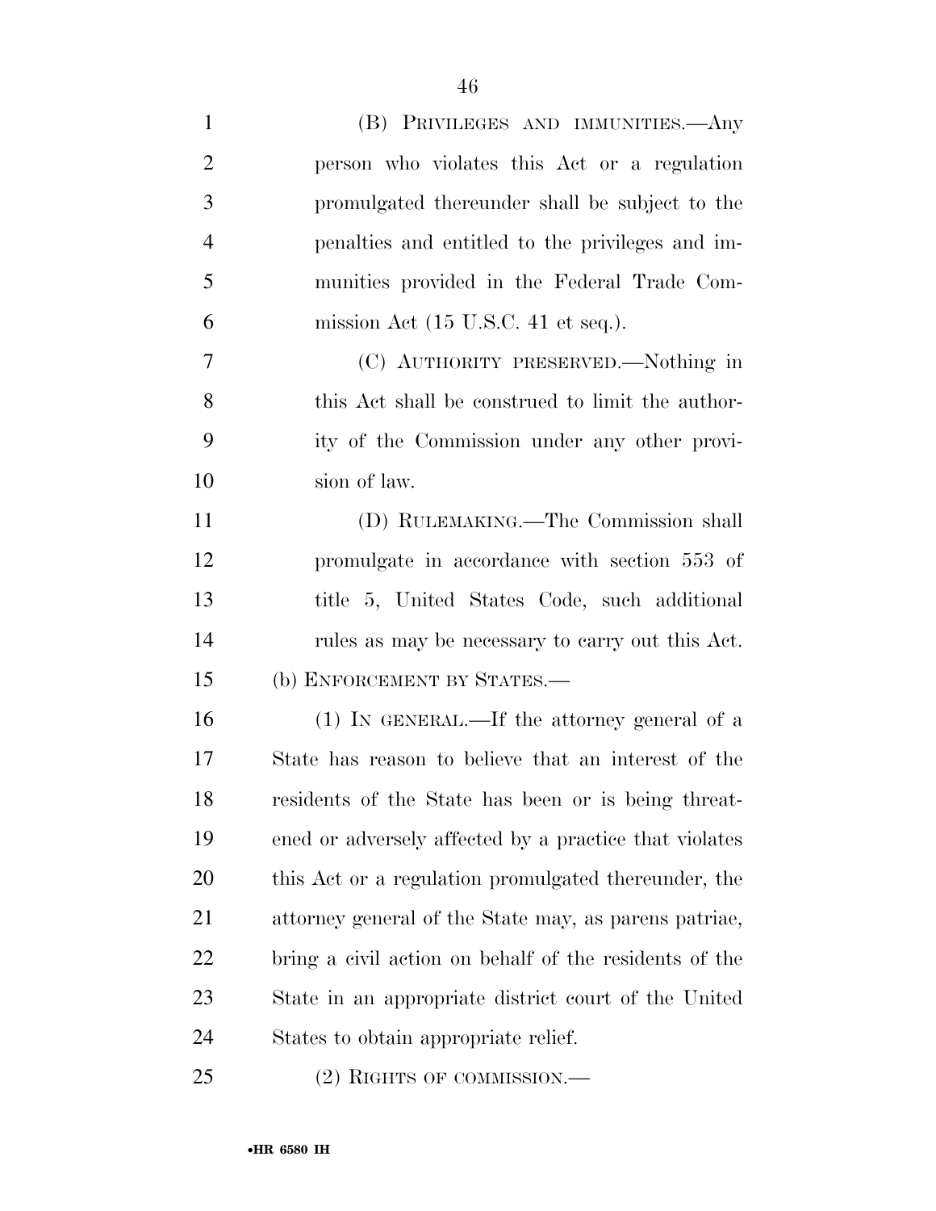(B) PRIVILEGES AND IMMUNITIES.—Any person who violates this Act or a regulation promulgated thereunder shall be subject to the penalties and entitled to the privileges and immunities provided in the Federal Trade Commission Act (15 U.S.C. 41 et seq.).

(C) AUTHORITY PRESERVED.—Nothing in this Act shall be construed to limit the authority of the Commission under any other provision of law.

(D) RULEMAKING.—The Commission shall promulgate in accordance with section 553 of title 5, United States Code, such additional rules as may be necessary to carry out this Act.

(b) ENFORCEMENT BY STATES.—

(1) IN GENERAL.—If the attorney general of a State has reason to believe that an interest of the residents of the State has been or is being threatened or adversely affected by a practice that violates this Act or a regulation promulgated thereunder, the attorney general of the State may, as parens patriae, bring a civil action on behalf of the residents of the State in an appropriate district court of the United States to obtain appropriate relief.

(2) RIGHTS OF COMMISSION.—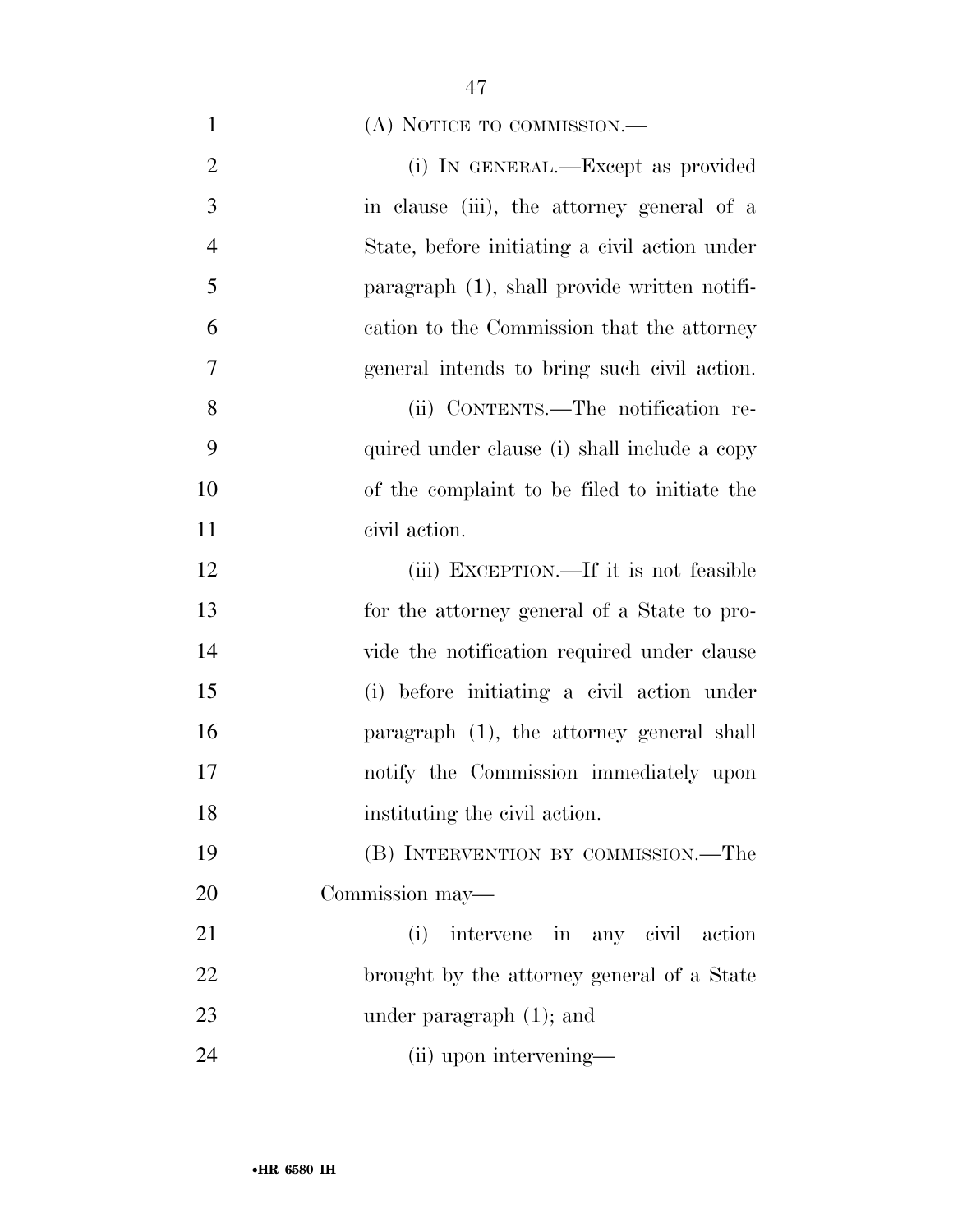(A) NOTICE TO COMMISSION.—

(i) IN GENERAL.—Except as provided in clause (iii), the attorney general of a State, before initiating a civil action under paragraph (1), shall provide written notification to the Commission that the attorney general intends to bring such civil action.

(ii) CONTENTS.—The notification required under clause (i) shall include a copy of the complaint to be filed to initiate the civil action.

(iii) EXCEPTION.—If it is not feasible for the attorney general of a State to provide the notification required under clause (i) before initiating a civil action under paragraph (1), the attorney general shall notify the Commission immediately upon instituting the civil action.

(B) INTERVENTION BY COMMISSION.—The Commission may—

(i) intervene in any civil action brought by the attorney general of a State under paragraph (1); and

(ii) upon intervening—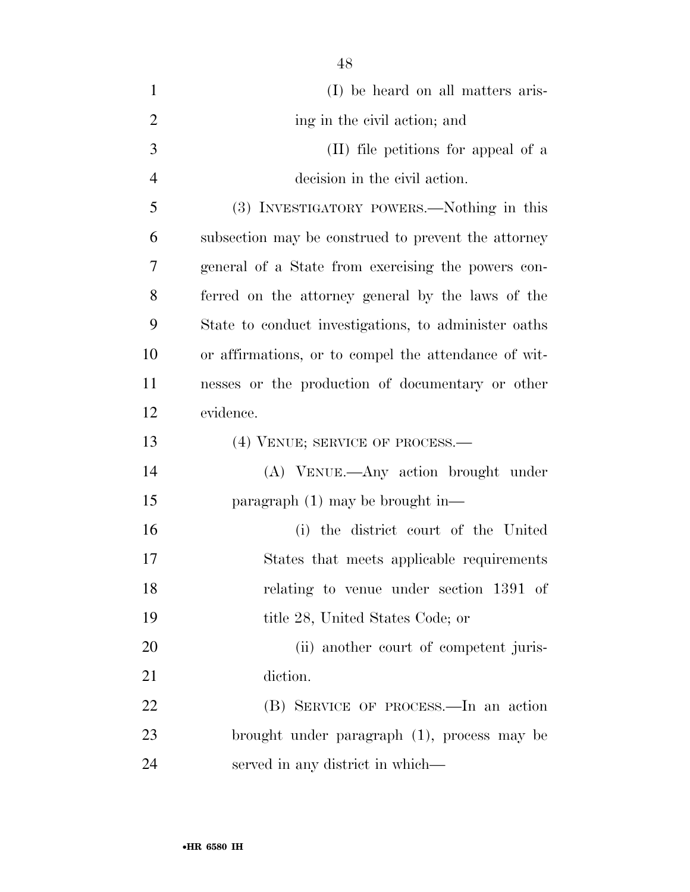(I) be heard on all matters arising in the civil action; and

(II) file petitions for appeal of a decision in the civil action.

(3) INVESTIGATORY POWERS.—Nothing in this subsection may be construed to prevent the attorney general of a State from exercising the powers conferred on the attorney general by the laws of the State to conduct investigations, to administer oaths or affirmations, or to compel the attendance of witnesses or the production of documentary or other evidence.

(4) VENUE; SERVICE OF PROCESS.—

(A) VENUE.—Any action brought under paragraph (1) may be brought in—

(i) the district court of the United States that meets applicable requirements relating to venue under section 1391 of title 28, United States Code; or

(ii) another court of competent jurisdiction.

(B) SERVICE OF PROCESS.—In an action brought under paragraph (1), process may be served in any district in which—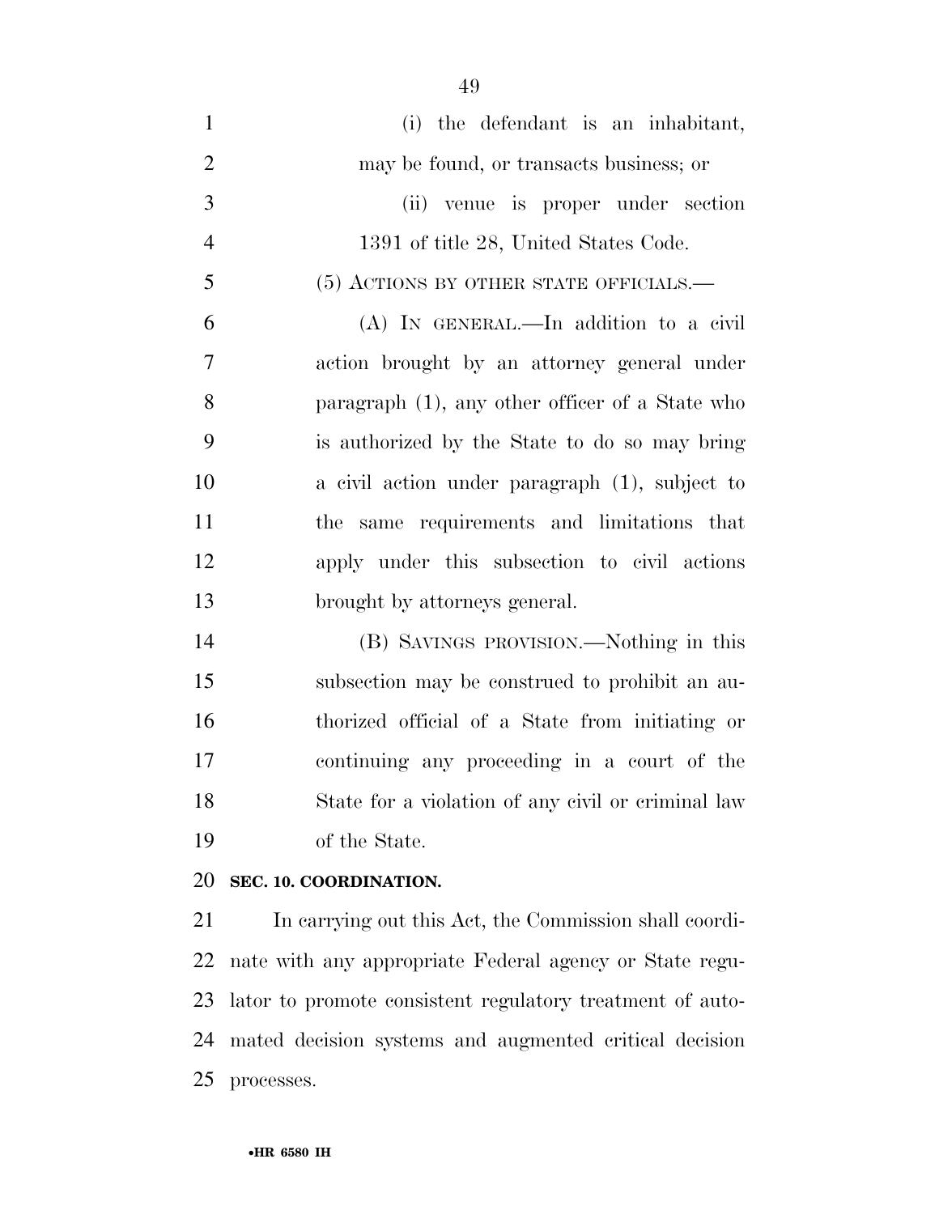(i) the defendant is an inhabitant, may be found, or transacts business; or

(ii) venue is proper under section 1391 of title 28, United States Code.

(5) ACTIONS BY OTHER STATE OFFICIALS.—

(A) IN GENERAL.—In addition to a civil action brought by an attorney general under paragraph (1), any other officer of a State who is authorized by the State to do so may bring a civil action under paragraph (1), subject to the same requirements and limitations that apply under this subsection to civil actions brought by attorneys general.

(B) SAVINGS PROVISION.—Nothing in this subsection may be construed to prohibit an authorized official of a State from initiating or continuing any proceeding in a court of the State for a violation of any civil or criminal law of the State.

**SEC. 10. COORDINATION.**

In carrying out this Act, the Commission shall coordinate with any appropriate Federal agency or State regulator to promote consistent regulatory treatment of automated decision systems and augmented critical decision processes.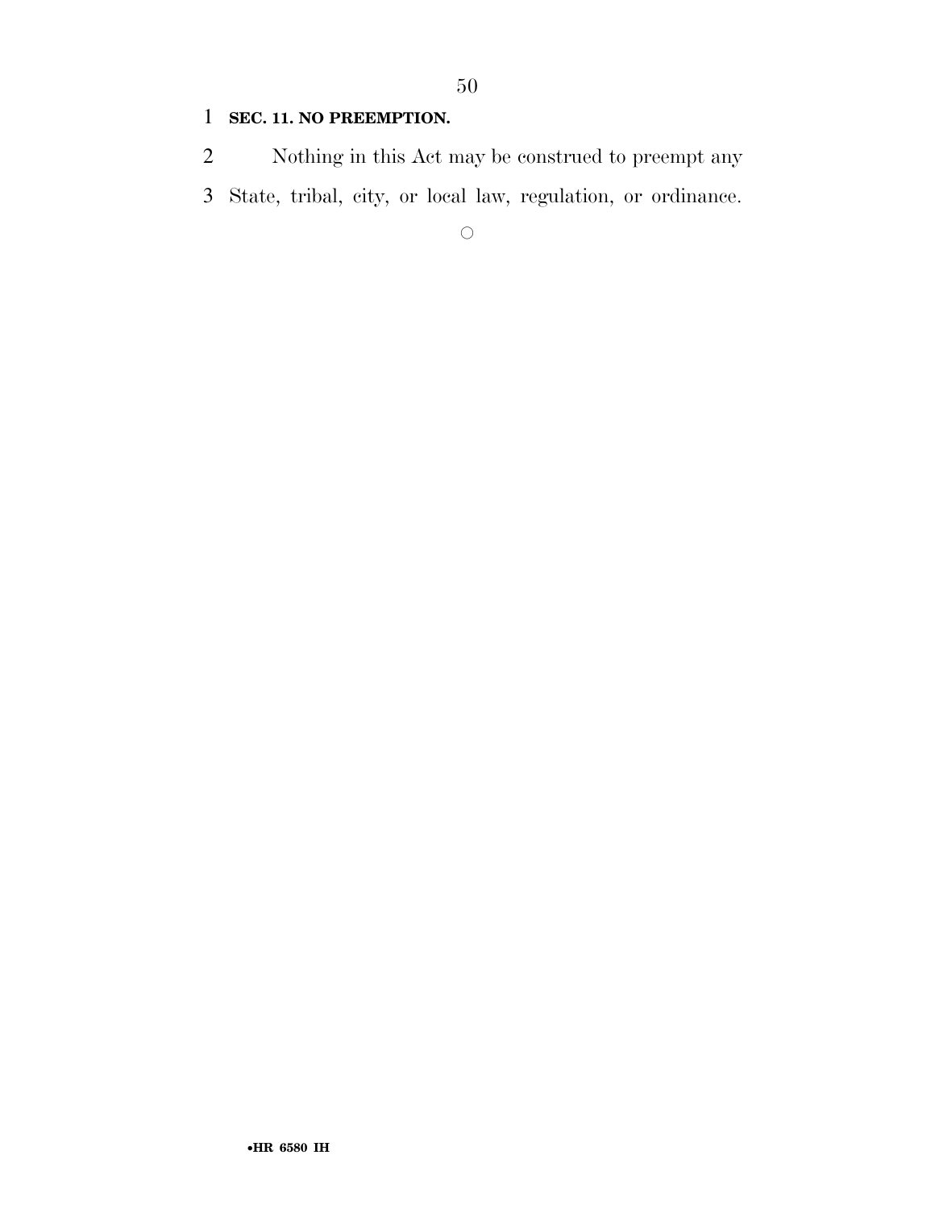**SEC. 11. NO PREEMPTION.**

Nothing in this Act may be construed to preempt any State, tribal, city, or local law, regulation, or ordinance.